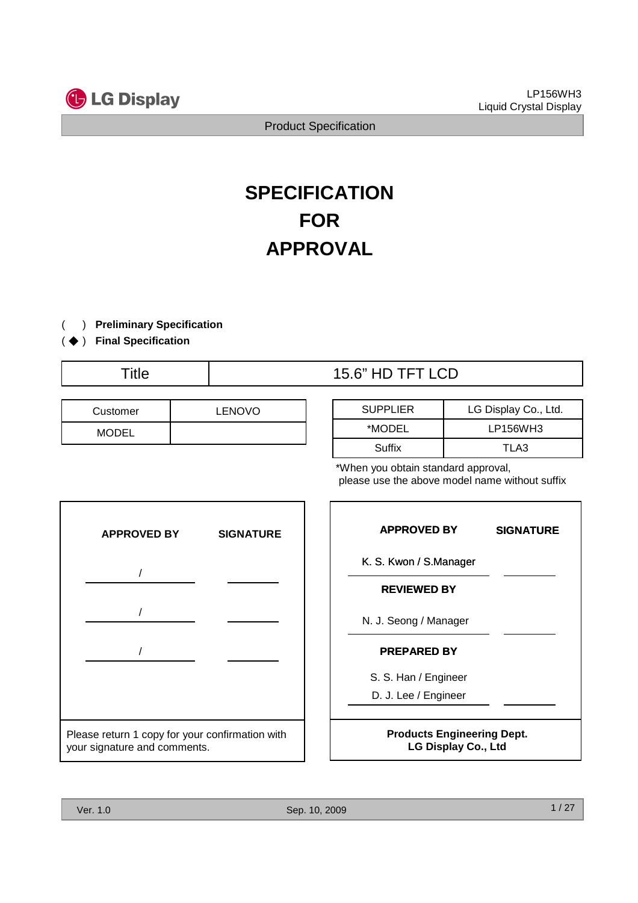# SPECIFICATION FOR APPROVAL

( ) **Preliminary Specification**

( ◆ ) **Final Specification**

| Title | 15.6" HD TFT LCD |
|---|---|

| Customer | LENOVO |
|---|---|
| MODEL | |

| SUPPLIER | LG Display Co., Ltd. |
|---|---|
| *MODEL | LP156WH3 |
| Suffix | TLA3 |

*When you obtain standard approval, please use the above model name without suffix

| APPROVED BY | SIGNATURE |
|---|---|
| / | |
| / | |
| / | |

Please return 1 copy for your confirmation with your signature and comments.

| APPROVED BY | SIGNATURE |
|---|---|
| K. S. Kwon / S.Manager | |
| **REVIEWED BY** | |
| N. J. Seong / Manager | |
| **PREPARED BY** | |
| S. S. Han / Engineer<br>D. J. Lee / Engineer | |

**Products Engineering Dept.**
**LG Display Co., Ltd**

Ver. 1.0 Sep. 10, 2009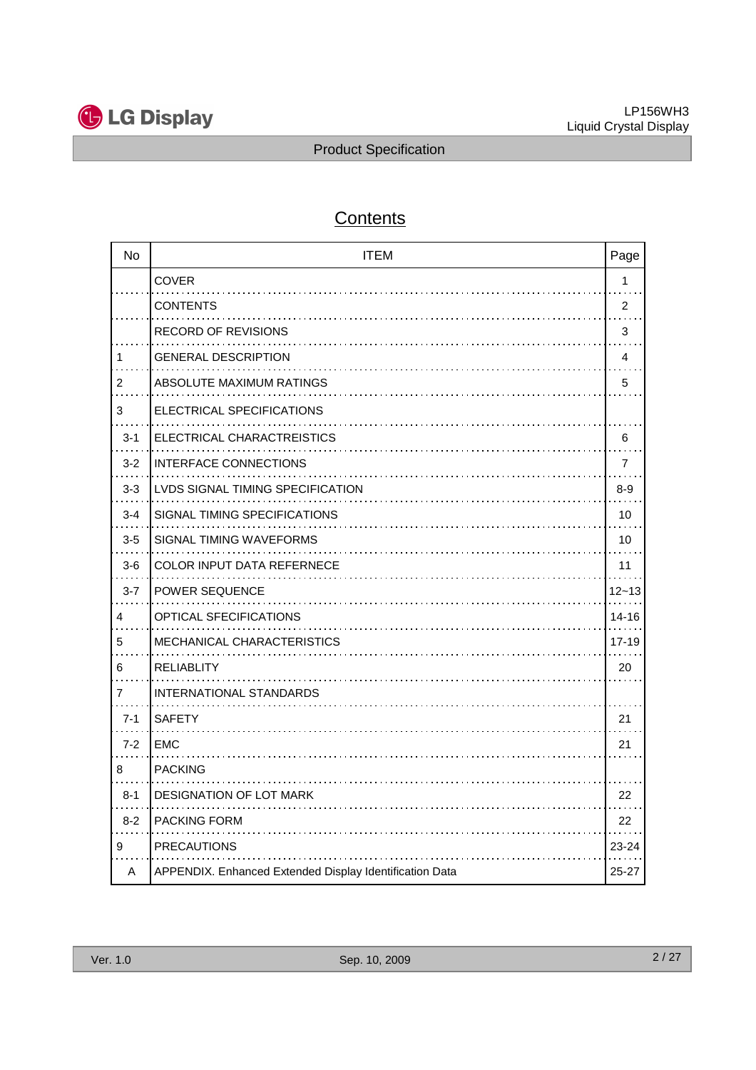# Contents

| No | ITEM | Page |
|---|---|---|
| | COVER | 1 |
| | CONTENTS | 2 |
| | RECORD OF REVISIONS | 3 |
| 1 | GENERAL DESCRIPTION | 4 |
| 2 | ABSOLUTE MAXIMUM RATINGS | 5 |
| 3 | ELECTRICAL SPECIFICATIONS | |
| 3-1 | ELECTRICAL CHARACTREISTICS | 6 |
| 3-2 | INTERFACE CONNECTIONS | 7 |
| 3-3 | LVDS SIGNAL TIMING SPECIFICATION | 8-9 |
| 3-4 | SIGNAL TIMING SPECIFICATIONS | 10 |
| 3-5 | SIGNAL TIMING WAVEFORMS | 10 |
| 3-6 | COLOR INPUT DATA REFERNECE | 11 |
| 3-7 | POWER SEQUENCE | 12~13 |
| 4 | OPTICAL SFECIFICATIONS | 14-16 |
| 5 | MECHANICAL CHARACTERISTICS | 17-19 |
| 6 | RELIABLITY | 20 |
| 7 | INTERNATIONAL STANDARDS | |
| 7-1 | SAFETY | 21 |
| 7-2 | EMC | 21 |
| 8 | PACKING | |
| 8-1 | DESIGNATION OF LOT MARK | 22 |
| 8-2 | PACKING FORM | 22 |
| 9 | PRECAUTIONS | 23-24 |
| A | APPENDIX. Enhanced Extended Display Identification Data | 25-27 |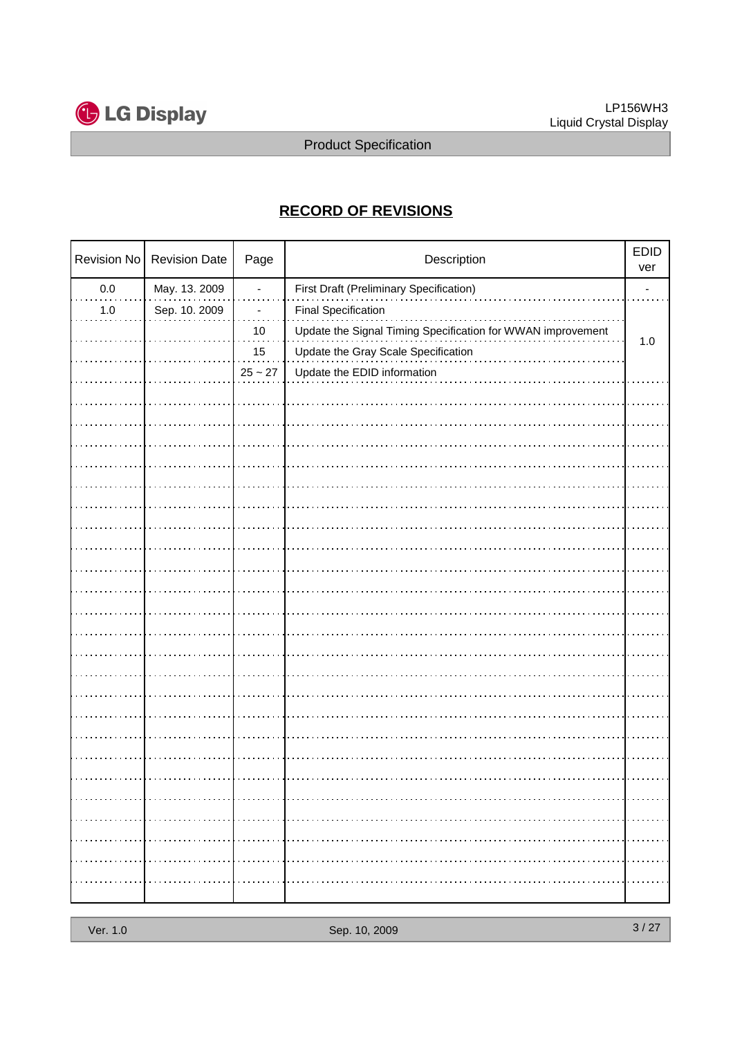## RECORD OF REVISIONS

| Revision No | Revision Date | Page | Description | EDID ver |
|---|---|---|---|---|
| 0.0 | May. 13. 2009 | - | First Draft (Preliminary Specification) | - |
| 1.0 | Sep. 10. 2009 | - | Final Specification | 1.0 |
| | | 10 | Update the Signal Timing Specification for WWAN improvement | |
| | | 15 | Update the Gray Scale Specification | |
| | | 25 ~ 27 | Update the EDID information | |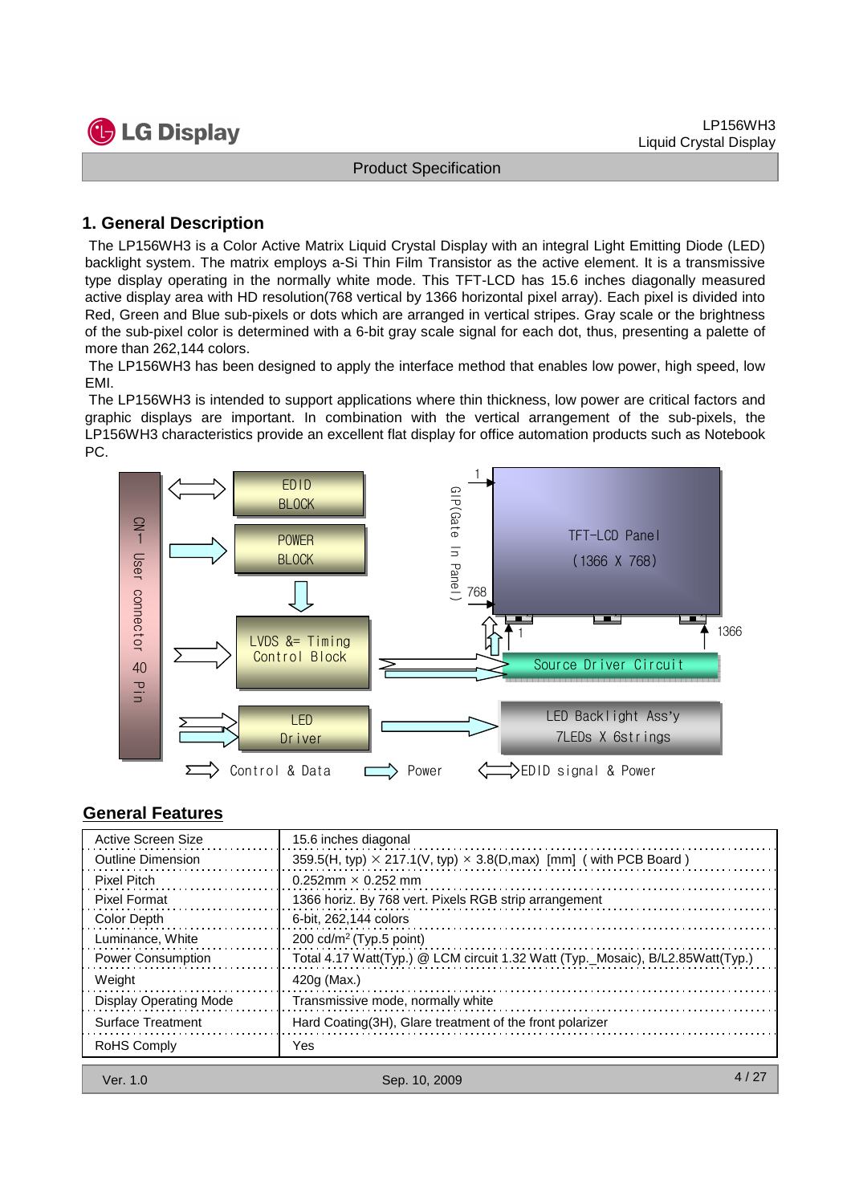## 1. General Description

The LP156WH3 is a Color Active Matrix Liquid Crystal Display with an integral Light Emitting Diode (LED) backlight system. The matrix employs a-Si Thin Film Transistor as the active element. It is a transmissive type display operating in the normally white mode. This TFT-LCD has 15.6 inches diagonally measured active display area with HD resolution(768 vertical by 1366 horizontal pixel array). Each pixel is divided into Red, Green and Blue sub-pixels or dots which are arranged in vertical stripes. Gray scale or the brightness of the sub-pixel color is determined with a 6-bit gray scale signal for each dot, thus, presenting a palette of more than 262,144 colors.

The LP156WH3 has been designed to apply the interface method that enables low power, high speed, low EMI.

The LP156WH3 is intended to support applications where thin thickness, low power are critical factors and graphic displays are important. In combination with the vertical arrangement of the sub-pixels, the LP156WH3 characteristics provide an excellent flat display for office automation products such as Notebook PC.

CN-1 User connector 40 Pin

EDID BLOCK

POWER BLOCK

LVDS &= Timing Control Block

LED Driver

GIP(Gate In Panel) 1 768

TFT-LCD Panel (1366 X 768)

1 1366

Source Driver Circuit

LED Backlight Ass'y 7LEDs X 6strings

Control & Data Power EDID signal & Power

## General Features

| | |
|---|---|
| Active Screen Size | 15.6 inches diagonal |
| Outline Dimension | 359.5(H, typ) × 217.1(V, typ) × 3.8(D,max) [mm] ( with PCB Board ) |
| Pixel Pitch | 0.252mm × 0.252 mm |
| Pixel Format | 1366 horiz. By 768 vert. Pixels RGB strip arrangement |
| Color Depth | 6-bit, 262,144 colors |
| Luminance, White | 200 cd/m$^2$ (Typ.5 point) |
| Power Consumption | Total 4.17 Watt(Typ.) @ LCM circuit 1.32 Watt (Typ._Mosaic), B/L2.85Watt(Typ.) |
| Weight | 420g (Max.) |
| Display Operating Mode | Transmissive mode, normally white |
| Surface Treatment | Hard Coating(3H), Glare treatment of the front polarizer |
| RoHS Comply | Yes |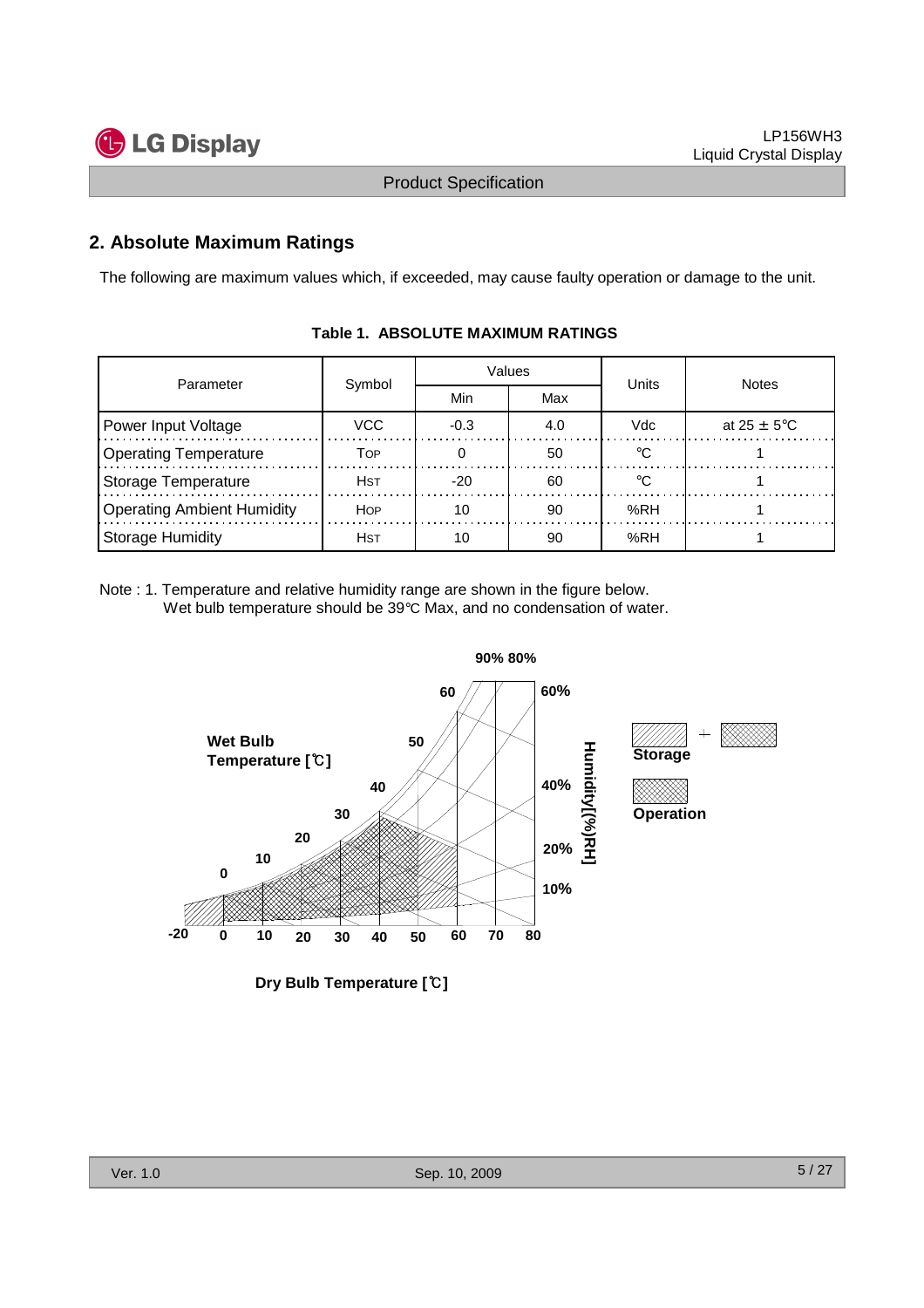## 2. Absolute Maximum Ratings

The following are maximum values which, if exceeded, may cause faulty operation or damage to the unit.

**Table 1. ABSOLUTE MAXIMUM RATINGS**

| Parameter | Symbol | Values | | Units | Notes |
|---|---|---|---|---|---|
| | | Min | Max | | |
| Power Input Voltage | VCC | -0.3 | 4.0 | Vdc | at 25 ± 5°C |
| Operating Temperature | TOP | 0 | 50 | °C | 1 |
| Storage Temperature | HST | -20 | 60 | °C | 1 |
| Operating Ambient Humidity | HOP | 10 | 90 | %RH | 1 |
| Storage Humidity | HST | 10 | 90 | %RH | 1 |

Note : 1. Temperature and relative humidity range are shown in the figure below.
Wet bulb temperature should be 39°C Max, and no condensation of water.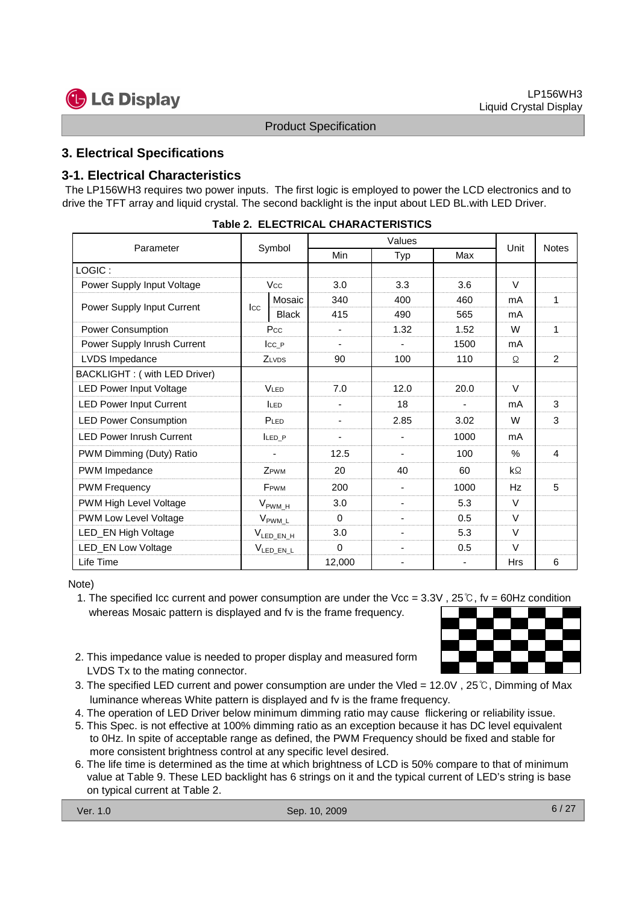## 3. Electrical Specifications

### 3-1. Electrical Characteristics

The LP156WH3 requires two power inputs. The first logic is employed to power the LCD electronics and to drive the TFT array and liquid crystal. The second backlight is the input about LED BL.with LED Driver.

**Table 2. ELECTRICAL CHARACTERISTICS**

| Parameter | Symbol | | Values | | | Unit | Notes |
|---|---|---|---|---|---|---|---|
| | | | Min | Typ | Max | | |
| LOGIC : | | | | | | | |
| Power Supply Input Voltage | Vcc | | 3.0 | 3.3 | 3.6 | V | |
| Power Supply Input Current | Icc | Mosaic | 340 | 400 | 460 | mA | 1 |
| | | Black | 415 | 490 | 565 | mA | |
| Power Consumption | Pcc | | - | 1.32 | 1.52 | W | 1 |
| Power Supply Inrush Current | Icc_P | | - | - | 1500 | mA | |
| LVDS Impedance | ZLVDS | | 90 | 100 | 110 | Ω | 2 |
| BACKLIGHT : ( with LED Driver) | | | | | | | |
| LED Power Input Voltage | VLED | | 7.0 | 12.0 | 20.0 | V | |
| LED Power Input Current | ILED | | - | 18 | - | mA | 3 |
| LED Power Consumption | PLED | | - | 2.85 | 3.02 | W | 3 |
| LED Power Inrush Current | ILED_P | | - | - | 1000 | mA | |
| PWM Dimming (Duty) Ratio | - | | 12.5 | - | 100 | % | 4 |
| PWM Impedance | ZPWM | | 20 | 40 | 60 | kΩ | |
| PWM Frequency | FPWM | | 200 | - | 1000 | Hz | 5 |
| PWM High Level Voltage | $V_{PWM\_H}$ | | 3.0 | - | 5.3 | V | |
| PWM Low Level Voltage | $V_{PWM\_L}$ | | 0 | - | 0.5 | V | |
| LED_EN High Voltage | $V_{LED\_EN\_H}$ | | 3.0 | - | 5.3 | V | |
| LED_EN Low Voltage | $V_{LED\_EN\_L}$ | | 0 | - | 0.5 | V | |
| Life Time | | | 12,000 | - | - | Hrs | 6 |

Note)

1. The specified Icc current and power consumption are under the Vcc = 3.3V , 25℃, fv = 60Hz condition whereas Mosaic pattern is displayed and fv is the frame frequency.
2. This impedance value is needed to proper display and measured form LVDS Tx to the mating connector.
3. The specified LED current and power consumption are under the Vled = 12.0V , 25℃, Dimming of Max luminance whereas White pattern is displayed and fv is the frame frequency.
4. The operation of LED Driver below minimum dimming ratio may cause flickering or reliability issue.
5. This Spec. is not effective at 100% dimming ratio as an exception because it has DC level equivalent to 0Hz. In spite of acceptable range as defined, the PWM Frequency should be fixed and stable for more consistent brightness control at any specific level desired.
6. The life time is determined as the time at which brightness of LCD is 50% compare to that of minimum value at Table 9. These LED backlight has 6 strings on it and the typical current of LED's string is base on typical current at Table 2.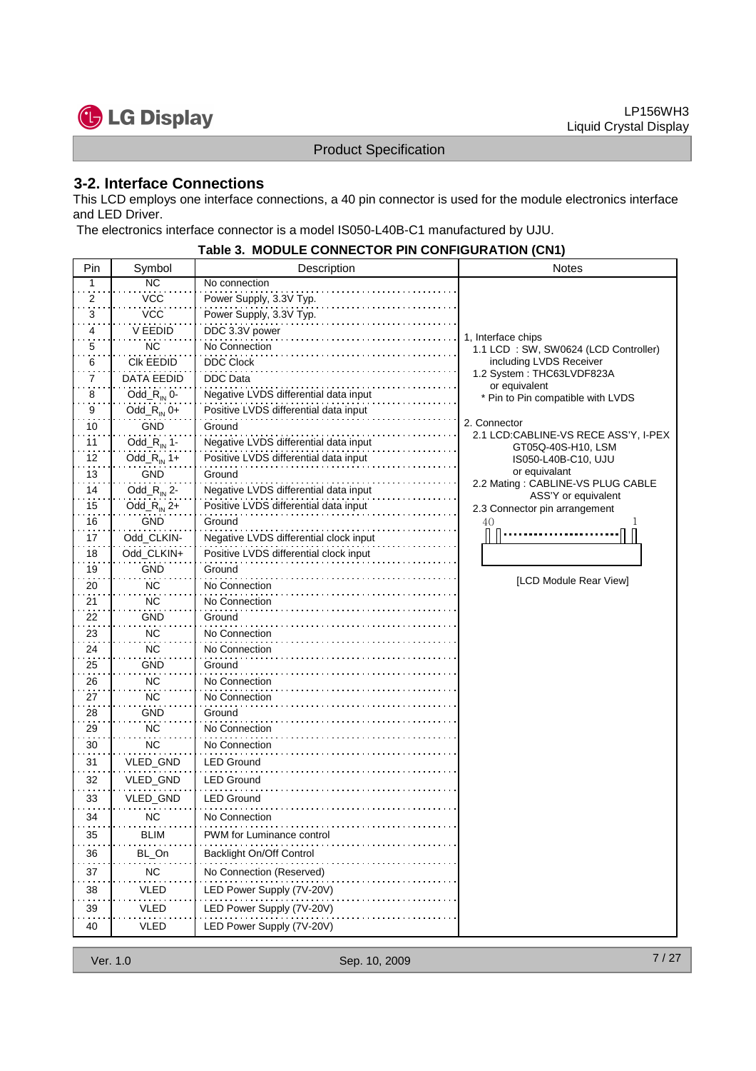## 3-2. Interface Connections

This LCD employs one interface connections, a 40 pin connector is used for the module electronics interface and LED Driver.

The electronics interface connector is a model IS050-L40B-C1 manufactured by UJU.

**Table 3. MODULE CONNECTOR PIN CONFIGURATION (CN1)**

| Pin | Symbol | Description | Notes |
|---|---|---|---|
| 1 | NC | No connection | 1, Interface chips<br>1.1 LCD : SW, SW0624 (LCD Controller) including LVDS Receiver<br>1.2 System : THC63LVDF823A or equivalent<br>* Pin to Pin compatible with LVDS<br><br>2. Connector<br>2.1 LCD:CABLINE-VS RECE ASS'Y, I-PEX GT05Q-40S-H10, LSM IS050-L40B-C10, UJU or equivalent<br>2.2 Mating : CABLINE-VS PLUG CABLE ASS'Y or equivalent<br>2.3 Connector pin arrangement<br>40 ... 1<br>[LCD Module Rear View] |
| 2 | VCC | Power Supply, 3.3V Typ. | |
| 3 | VCC | Power Supply, 3.3V Typ. | |
| 4 | V EEDID | DDC 3.3V power | |
| 5 | NC | No Connection | |
| 6 | Clk EEDID | DDC Clock | |
| 7 | DATA EEDID | DDC Data | |
| 8 | Odd_$R_{IN}$ 0- | Negative LVDS differential data input | |
| 9 | Odd_$R_{IN}$ 0+ | Positive LVDS differential data input | |
| 10 | GND | Ground | |
| 11 | Odd_$R_{IN}$ 1- | Negative LVDS differential data input | |
| 12 | Odd_$R_{IN}$ 1+ | Positive LVDS differential data input | |
| 13 | GND | Ground | |
| 14 | Odd_$R_{IN}$ 2- | Negative LVDS differential data input | |
| 15 | Odd_$R_{IN}$ 2+ | Positive LVDS differential data input | |
| 16 | GND | Ground | |
| 17 | Odd_CLKIN- | Negative LVDS differential clock input | |
| 18 | Odd_CLKIN+ | Positive LVDS differential clock input | |
| 19 | GND | Ground | |
| 20 | NC | No Connection | |
| 21 | NC | No Connection | |
| 22 | GND | Ground | |
| 23 | NC | No Connection | |
| 24 | NC | No Connection | |
| 25 | GND | Ground | |
| 26 | NC | No Connection | |
| 27 | NC | No Connection | |
| 28 | GND | Ground | |
| 29 | NC | No Connection | |
| 30 | NC | No Connection | |
| 31 | VLED_GND | LED Ground | |
| 32 | VLED_GND | LED Ground | |
| 33 | VLED_GND | LED Ground | |
| 34 | NC | No Connection | |
| 35 | BLIM | PWM for Luminance control | |
| 36 | BL_On | Backlight On/Off Control | |
| 37 | NC | No Connection (Reserved) | |
| 38 | VLED | LED Power Supply (7V-20V) | |
| 39 | VLED | LED Power Supply (7V-20V) | |
| 40 | VLED | LED Power Supply (7V-20V) | |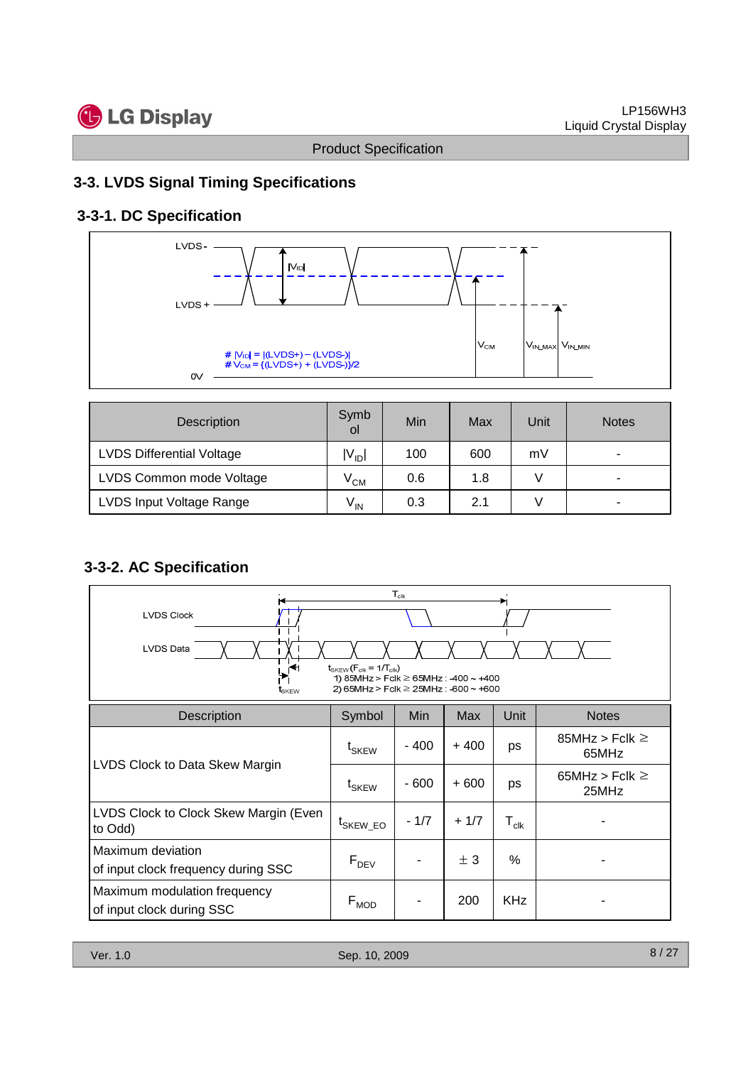## 3-3. LVDS Signal Timing Specifications

### 3-3-1. DC Specification

LVDS -

LVDS +

0V

$|V_{ID}|$

$V_{CM}$ $V_{IN\_MAX}$ $V_{IN\_MIN}$

# $|V_{ID}| = |(LVDS+) - (LVDS-)|$
# $V_{CM} = \{(LVDS+) + (LVDS-)\}/2$

| Description | Symbol | Min | Max | Unit | Notes |
|---|---|---|---|---|---|
| LVDS Differential Voltage | $\|V_{ID}\|$ | 100 | 600 | mV | - |
| LVDS Common mode Voltage | $V_{CM}$ | 0.6 | 1.8 | V | - |
| LVDS Input Voltage Range | $V_{IN}$ | 0.3 | 2.1 | V | - |

### 3-3-2. AC Specification

LVDS Clock

LVDS Data

$T_{clk}$

$t_{SKEW}$

$t_{SKEW}$ ($F_{clk} = 1/T_{clk}$)
1) 85MHz > Fclk ≥ 65MHz : -400 ~ +400
2) 65MHz > Fclk ≥ 25MHz : -600 ~ +600

| Description | Symbol | Min | Max | Unit | Notes |
|---|---|---|---|---|---|
| LVDS Clock to Data Skew Margin | $t_{SKEW}$ | - 400 | + 400 | ps | 85MHz > Fclk ≥ 65MHz |
| | $t_{SKEW}$ | - 600 | + 600 | ps | 65MHz > Fclk ≥ 25MHz |
| LVDS Clock to Clock Skew Margin (Even to Odd) | $t_{SKEW\_EO}$ | - 1/7 | + 1/7 | $T_{clk}$ | - |
| Maximum deviation of input clock frequency during SSC | $F_{DEV}$ | - | ± 3 | % | - |
| Maximum modulation frequency of input clock during SSC | $F_{MOD}$ | - | 200 | KHz | - |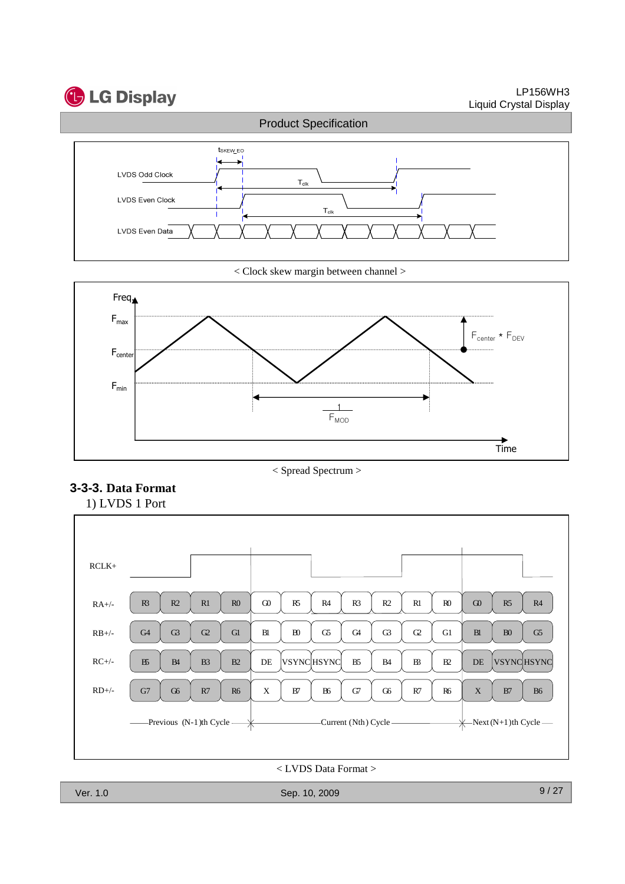LVDS Odd Clock

LVDS Even Clock

LVDS Even Data

$t_{SKEW\_EO}$

$T_{clk}$

$T_{clk}$

< Clock skew margin between channel >

Freq

$F_{max}$

$F_{center}$

$F_{min}$

$F_{center} * F_{DEV}$

$\frac{1}{F_{MOD}}$

Time

< Spread Spectrum >

### 3-3-3. Data Format

1) LVDS 1 Port

| RCLK+ | | | | | | | | | | | | | | |
|---|---|---|---|---|---|---|---|---|---|---|---|---|---|---|
| RA+/- | R3 | R2 | R1 | R0 | G0 | R5 | R4 | R3 | R2 | R1 | R0 | G0 | R5 | R4 |
| RB+/- | G4 | G3 | G2 | G1 | B1 | B0 | G5 | G4 | G3 | G2 | G1 | B1 | B0 | G5 |
| RC+/- | B5 | B4 | B3 | B2 | DE | VSYNC | HSYNC | B5 | B4 | B3 | B2 | DE | VSYNC | HSYNC |
| RD+/- | G7 | G6 | R7 | R6 | X | B7 | B6 | G7 | G6 | R7 | R6 | X | B7 | B6 |
| | Previous (N-1)th Cycle | | | | Current (Nth) Cycle | | | | | | | Next (N+1)th Cycle | | |

< LVDS Data Format >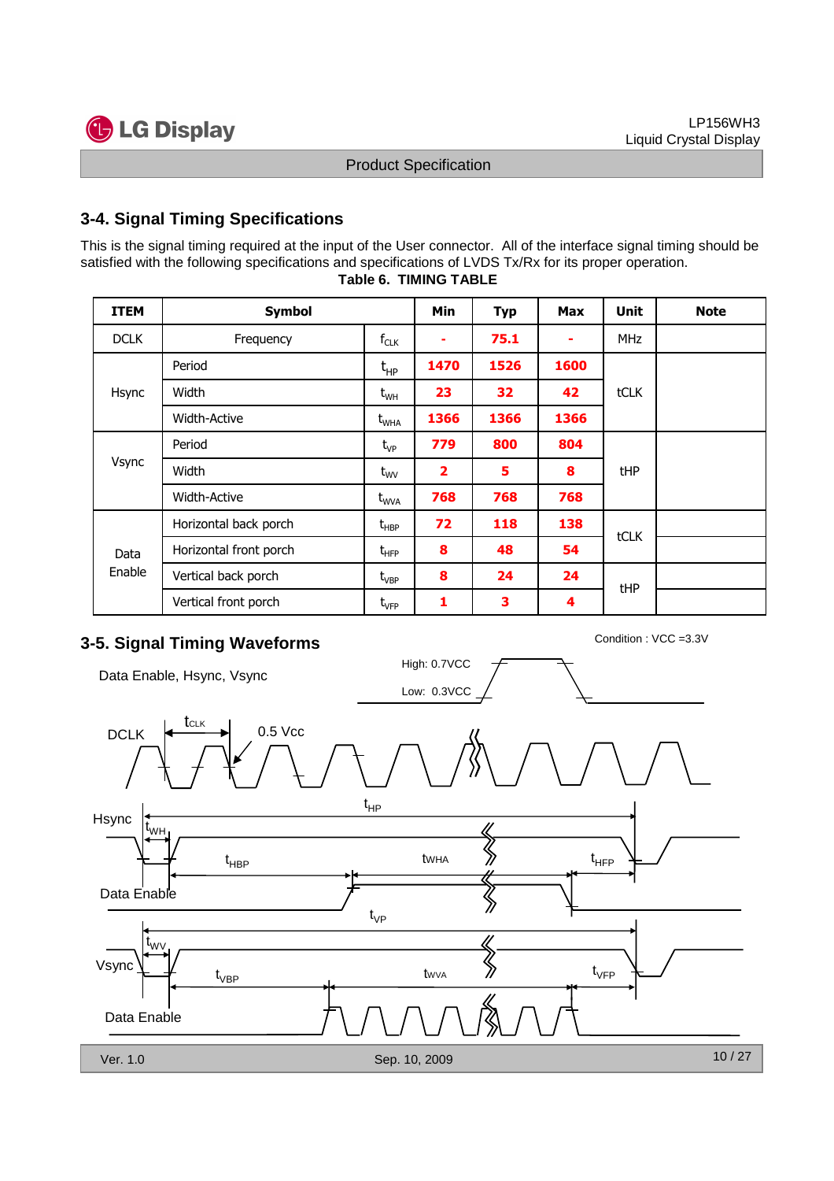## 3-4. Signal Timing Specifications

This is the signal timing required at the input of the User connector. All of the interface signal timing should be satisfied with the following specifications and specifications of LVDS Tx/Rx for its proper operation.

**Table 6. TIMING TABLE**

| ITEM | Symbol | | Min | Typ | Max | Unit | Note |
|---|---|---|---|---|---|---|---|
| DCLK | Frequency | $f_{CLK}$ | - | 75.1 | - | MHz | |
| Hsync | Period | $t_{HP}$ | 1470 | 1526 | 1600 | tCLK | |
| | Width | $t_{WH}$ | 23 | 32 | 42 | | |
| | Width-Active | $t_{WHA}$ | 1366 | 1366 | 1366 | | |
| Vsync | Period | $t_{VP}$ | 779 | 800 | 804 | tHP | |
| | Width | $t_{WV}$ | 2 | 5 | 8 | | |
| | Width-Active | $t_{WVA}$ | 768 | 768 | 768 | | |
| Data Enable | Horizontal back porch | $t_{HBP}$ | 72 | 118 | 138 | tCLK | |
| | Horizontal front porch | $t_{HFP}$ | 8 | 48 | 54 | | |
| | Vertical back porch | $t_{VBP}$ | 8 | 24 | 24 | tHP | |
| | Vertical front porch | $t_{VFP}$ | 1 | 3 | 4 | | |

## 3-5. Signal Timing Waveforms

Condition : VCC =3.3V

Data Enable, Hsync, Vsync — High: 0.7VCC, Low: 0.3VCC

DCLK — $t_{CLK}$, 0.5 Vcc

Hsync — $t_{HP}$, $t_{WH}$, $t_{HBP}$, $t_{WHA}$, $t_{HFP}$

Data Enable

Vsync — $t_{VP}$, $t_{WV}$, $t_{VBP}$, $t_{WVA}$, $t_{VFP}$

Data Enable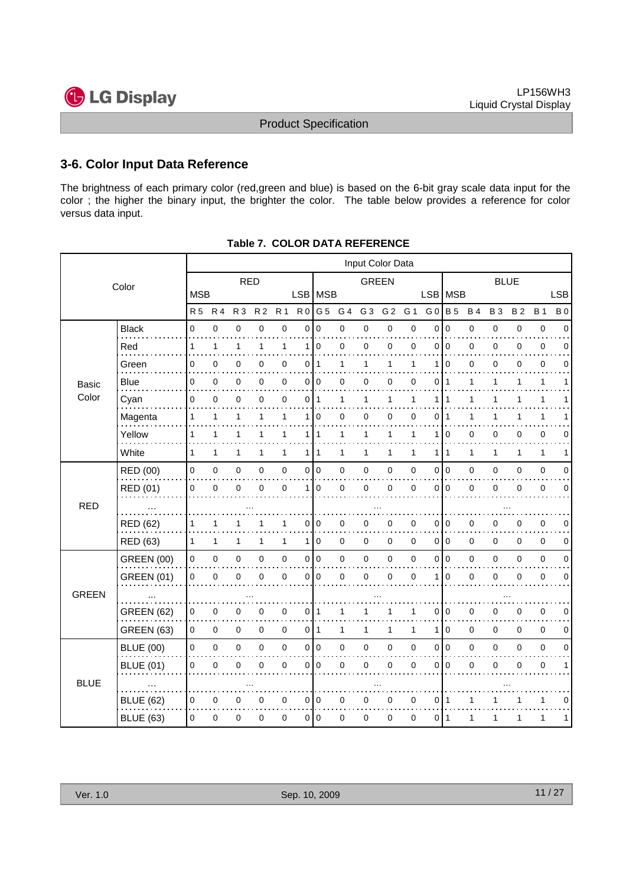## 3-6. Color Input Data Reference

The brightness of each primary color (red,green and blue) is based on the 6-bit gray scale data input for the color ; the higher the binary input, the brighter the color. The table below provides a reference for color versus data input.

**Table 7. COLOR DATA REFERENCE**

| Color | | Input Color Data | | | | | | | | | | | | | | | | | |
|---|---|---|---|---|---|---|---|---|---|---|---|---|---|---|---|---|---|---|---|
| | | RED | | | | | | GREEN | | | | | | BLUE | | | | | |
| | | MSB | | | | | LSB | MSB | | | | | LSB | MSB | | | | | LSB |
| | | R 5 | R 4 | R 3 | R 2 | R 1 | R 0 | G 5 | G 4 | G 3 | G 2 | G 1 | G 0 | B 5 | B 4 | B 3 | B 2 | B 1 | B 0 |
| Basic Color | Black | 0 | 0 | 0 | 0 | 0 | 0 | 0 | 0 | 0 | 0 | 0 | 0 | 0 | 0 | 0 | 0 | 0 | 0 |
| | Red | 1 | 1 | 1 | 1 | 1 | 1 | 0 | 0 | 0 | 0 | 0 | 0 | 0 | 0 | 0 | 0 | 0 | 0 |
| | Green | 0 | 0 | 0 | 0 | 0 | 0 | 1 | 1 | 1 | 1 | 1 | 1 | 0 | 0 | 0 | 0 | 0 | 0 |
| | Blue | 0 | 0 | 0 | 0 | 0 | 0 | 0 | 0 | 0 | 0 | 0 | 0 | 1 | 1 | 1 | 1 | 1 | 1 |
| | Cyan | 0 | 0 | 0 | 0 | 0 | 0 | 1 | 1 | 1 | 1 | 1 | 1 | 1 | 1 | 1 | 1 | 1 | 1 |
| | Magenta | 1 | 1 | 1 | 1 | 1 | 1 | 0 | 0 | 0 | 0 | 0 | 0 | 1 | 1 | 1 | 1 | 1 | 1 |
| | Yellow | 1 | 1 | 1 | 1 | 1 | 1 | 1 | 1 | 1 | 1 | 1 | 1 | 0 | 0 | 0 | 0 | 0 | 0 |
| | White | 1 | 1 | 1 | 1 | 1 | 1 | 1 | 1 | 1 | 1 | 1 | 1 | 1 | 1 | 1 | 1 | 1 | 1 |
| RED | RED (00) | 0 | 0 | 0 | 0 | 0 | 0 | 0 | 0 | 0 | 0 | 0 | 0 | 0 | 0 | 0 | 0 | 0 | 0 |
| | RED (01) | 0 | 0 | 0 | 0 | 0 | 1 | 0 | 0 | 0 | 0 | 0 | 0 | 0 | 0 | 0 | 0 | 0 | 0 |
| | ... | | | ... | | | | | | ... | | | | | | ... | | | |
| | RED (62) | 1 | 1 | 1 | 1 | 1 | 0 | 0 | 0 | 0 | 0 | 0 | 0 | 0 | 0 | 0 | 0 | 0 | 0 |
| | RED (63) | 1 | 1 | 1 | 1 | 1 | 1 | 0 | 0 | 0 | 0 | 0 | 0 | 0 | 0 | 0 | 0 | 0 | 0 |
| GREEN | GREEN (00) | 0 | 0 | 0 | 0 | 0 | 0 | 0 | 0 | 0 | 0 | 0 | 0 | 0 | 0 | 0 | 0 | 0 | 0 |
| | GREEN (01) | 0 | 0 | 0 | 0 | 0 | 0 | 0 | 0 | 0 | 0 | 0 | 1 | 0 | 0 | 0 | 0 | 0 | 0 |
| | ... | | | ... | | | | | | ... | | | | | | ... | | | |
| | GREEN (62) | 0 | 0 | 0 | 0 | 0 | 0 | 1 | 1 | 1 | 1 | 1 | 0 | 0 | 0 | 0 | 0 | 0 | 0 |
| | GREEN (63) | 0 | 0 | 0 | 0 | 0 | 0 | 1 | 1 | 1 | 1 | 1 | 1 | 0 | 0 | 0 | 0 | 0 | 0 |
| BLUE | BLUE (00) | 0 | 0 | 0 | 0 | 0 | 0 | 0 | 0 | 0 | 0 | 0 | 0 | 0 | 0 | 0 | 0 | 0 | 0 |
| | BLUE (01) | 0 | 0 | 0 | 0 | 0 | 0 | 0 | 0 | 0 | 0 | 0 | 0 | 0 | 0 | 0 | 0 | 0 | 1 |
| | ... | | | ... | | | | | | ... | | | | | | ... | | | |
| | BLUE (62) | 0 | 0 | 0 | 0 | 0 | 0 | 0 | 0 | 0 | 0 | 0 | 0 | 1 | 1 | 1 | 1 | 1 | 0 |
| | BLUE (63) | 0 | 0 | 0 | 0 | 0 | 0 | 0 | 0 | 0 | 0 | 0 | 0 | 1 | 1 | 1 | 1 | 1 | 1 |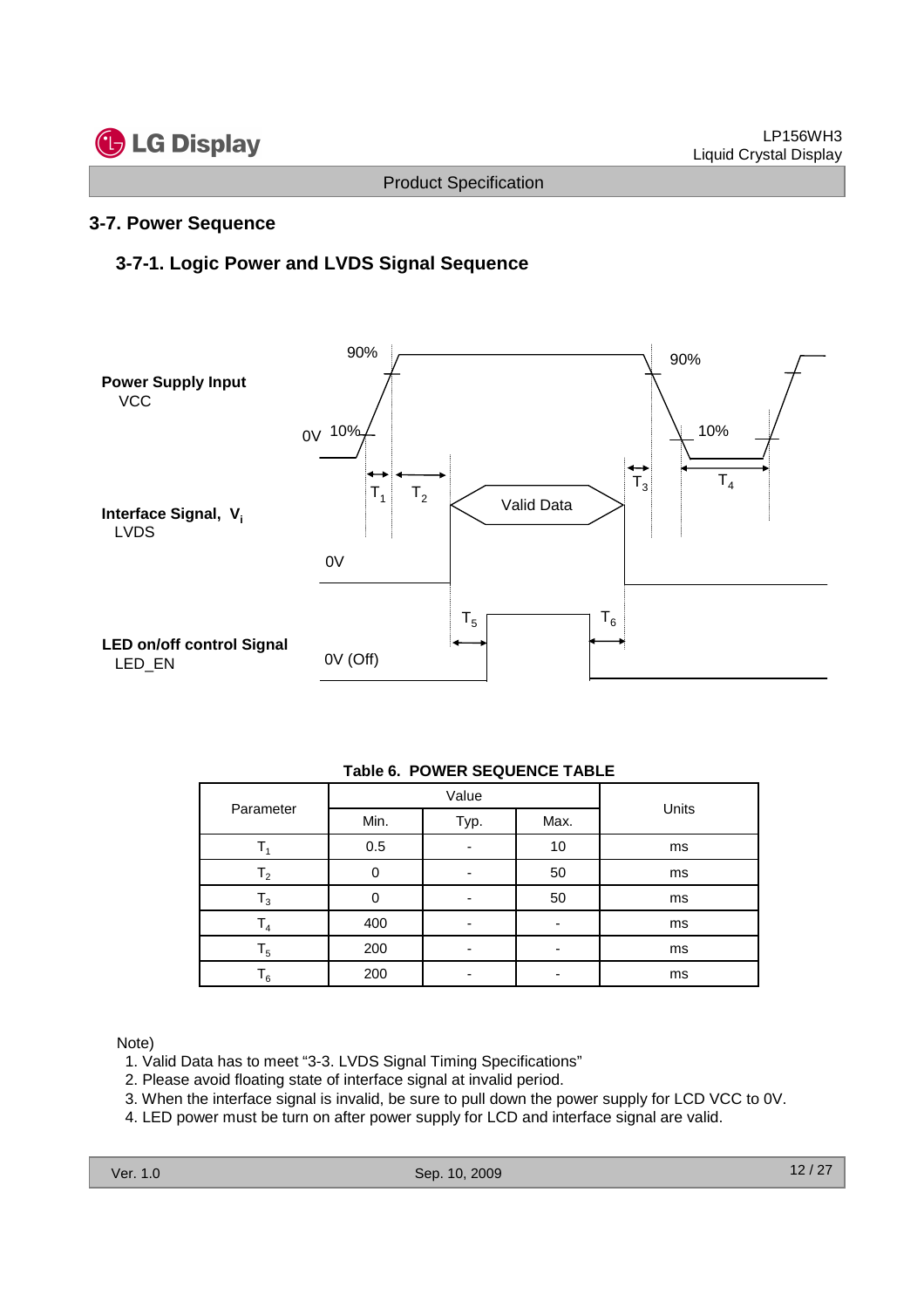## 3-7. Power Sequence

### 3-7-1. Logic Power and LVDS Signal Sequence

**Power Supply Input**
VCC

**Interface Signal, $V_i$**
LVDS

**LED on/off control Signal**
LED_EN

**Table 6. POWER SEQUENCE TABLE**

| Parameter | Value | | | Units |
|---|---|---|---|---|
| | Min. | Typ. | Max. | |
| $T_1$ | 0.5 | - | 10 | ms |
| $T_2$ | 0 | - | 50 | ms |
| $T_3$ | 0 | - | 50 | ms |
| $T_4$ | 400 | - | - | ms |
| $T_5$ | 200 | - | - | ms |
| $T_6$ | 200 | - | - | ms |

Note)

1. Valid Data has to meet “3-3. LVDS Signal Timing Specifications”
2. Please avoid floating state of interface signal at invalid period.
3. When the interface signal is invalid, be sure to pull down the power supply for LCD VCC to 0V.
4. LED power must be turn on after power supply for LCD and interface signal are valid.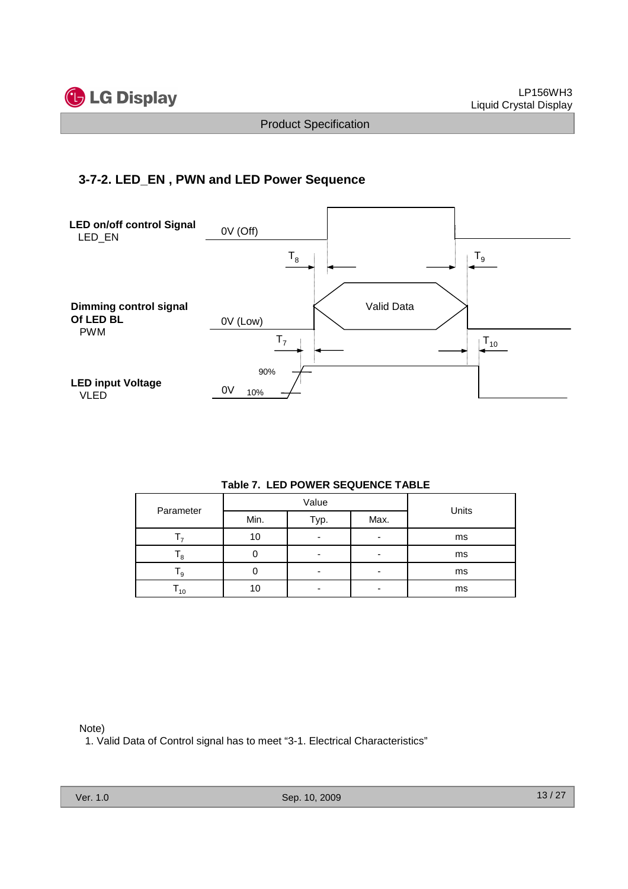### 3-7-2. LED_EN , PWN and LED Power Sequence

**LED on/off control Signal**
LED_EN

0V (Off)

$T_8$ $T_9$

**Dimming control signal Of LED BL**
PWM

0V (Low)

Valid Data

$T_7$ $T_{10}$

**LED input Voltage**
VLED

0V

90%

10%

**Table 7. LED POWER SEQUENCE TABLE**

| Parameter | Value | | | Units |
|---|---|---|---|---|
| | Min. | Typ. | Max. | |
| $T_7$ | 10 | - | - | ms |
| $T_8$ | 0 | - | - | ms |
| $T_9$ | 0 | - | - | ms |
| $T_{10}$ | 10 | - | - | ms |

Note)

1. Valid Data of Control signal has to meet "3-1. Electrical Characteristics"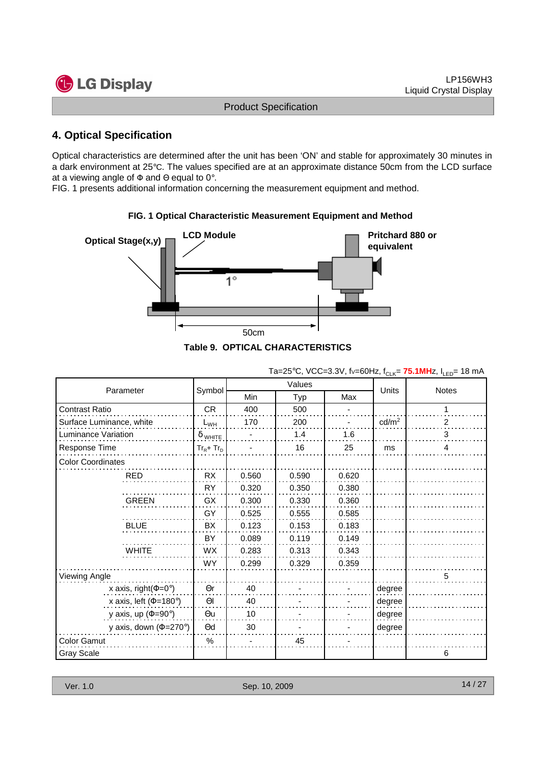## 4. Optical Specification

Optical characteristics are determined after the unit has been 'ON' and stable for approximately 30 minutes in a dark environment at 25℃. The values specified are at an approximate distance 50cm from the LCD surface at a viewing angle of Φ and Θ equal to 0°.
FIG. 1 presents additional information concerning the measurement equipment and method.

**FIG. 1 Optical Characteristic Measurement Equipment and Method**

Optical Stage(x,y) | LCD Module | Pritchard 880 or equivalent | 1° | 50cm

**Table 9. OPTICAL CHARACTERISTICS**

Ta=25℃, VCC=3.3V, fv=60Hz, $f_{CLK}$= **75.1MHz**, $I_{LED}$= 18 mA

| Parameter | | Symbol | Values | | | Units | Notes |
|---|---|---|---|---|---|---|---|
| | | | Min | Typ | Max | | |
| Contrast Ratio | | CR | 400 | 500 | - | | 1 |
| Surface Luminance, white | | $L_{WH}$ | 170 | 200 | - | cd/m$^2$ | 2 |
| Luminance Variation | | $\delta_{WHITE}$ | - | 1.4 | 1.6 | | 3 |
| Response Time | | $Tr_R + Tr_D$ | - | 16 | 25 | ms | 4 |
| Color Coordinates | | | | | | | |
| | RED | RX | 0.560 | 0.590 | 0.620 | | |
| | | RY | 0.320 | 0.350 | 0.380 | | |
| | GREEN | GX | 0.300 | 0.330 | 0.360 | | |
| | | GY | 0.525 | 0.555 | 0.585 | | |
| | BLUE | BX | 0.123 | 0.153 | 0.183 | | |
| | | BY | 0.089 | 0.119 | 0.149 | | |
| | WHITE | WX | 0.283 | 0.313 | 0.343 | | |
| | | WY | 0.299 | 0.329 | 0.359 | | |
| Viewing Angle | | | | | | | 5 |
| | x axis, right(Φ=0°) | Θr | 40 | - | - | degree | |
| | x axis, left (Φ=180°) | Θl | 40 | - | - | degree | |
| | y axis, up (Φ=90°) | Θu | 10 | - | - | degree | |
| | y axis, down (Φ=270°) | Θd | 30 | - | - | degree | |
| Color Gamut | | % | - | 45 | - | | |
| Gray Scale | | | | | | | 6 |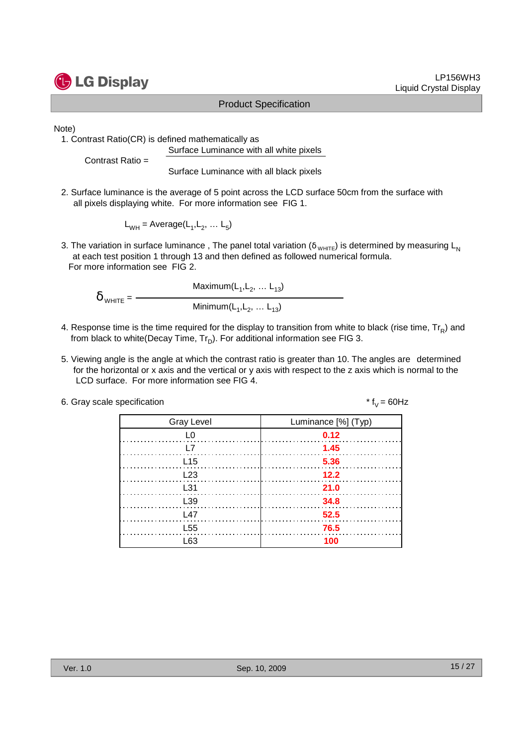Note)

1. Contrast Ratio(CR) is defined mathematically as

$$\text{Contrast Ratio} = \frac{\text{Surface Luminance with all white pixels}}{\text{Surface Luminance with all black pixels}}$$

2. Surface luminance is the average of 5 point across the LCD surface 50cm from the surface with all pixels displaying white. For more information see FIG 1.

$$L_{WH} = \text{Average}(L_1, L_2, \ldots L_5)$$

3. The variation in surface luminance , The panel total variation ($\delta_{WHITE}$) is determined by measuring $L_N$ at each test position 1 through 13 and then defined as followed numerical formula.
   For more information see FIG 2.

$$\delta_{WHITE} = \frac{\text{Maximum}(L_1, L_2, \ldots L_{13})}{\text{Minimum}(L_1, L_2, \ldots L_{13})}$$

4. Response time is the time required for the display to transition from white to black (rise time, $Tr_R$) and from black to white(Decay Time, $Tr_D$). For additional information see FIG 3.

5. Viewing angle is the angle at which the contrast ratio is greater than 10. The angles are determined for the horizontal or x axis and the vertical or y axis with respect to the z axis which is normal to the LCD surface. For more information see FIG 4.

6. Gray scale specification

\* $f_V$ = 60Hz

| Gray Level | Luminance [%] (Typ) |
|---|---|
| L0 | 0.12 |
| L7 | 1.45 |
| L15 | 5.36 |
| L23 | 12.2 |
| L31 | 21.0 |
| L39 | 34.8 |
| L47 | 52.5 |
| L55 | 76.5 |
| L63 | 100 |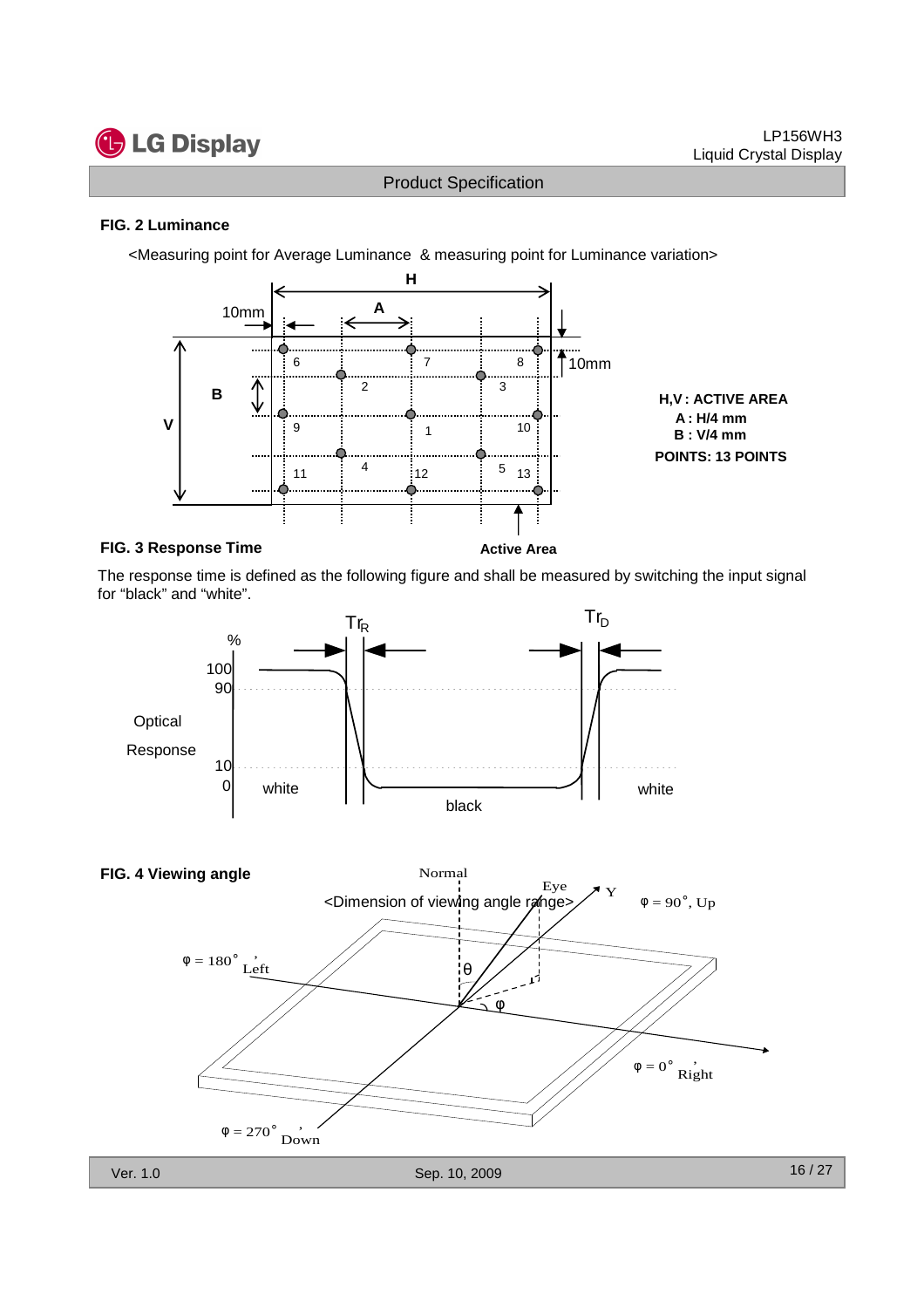### FIG. 2 Luminance

<Measuring point for Average Luminance & measuring point for Luminance variation>

H

A

10mm

10mm

B

V

6 7 8

2 3

9 1 10

4

11 12 5 13

**H,V : ACTIVE AREA**

**A : H/4 mm**

**B : V/4 mm**

**POINTS: 13 POINTS**

**Active Area**

### FIG. 3 Response Time

The response time is defined as the following figure and shall be measured by switching the input signal for "black" and "white".

$Tr_R$ $Tr_D$

%

100

90

Optical Response

10

0

white black white

### FIG. 4 Viewing angle

<Dimension of viewing angle range>

Normal

Eye

Y

φ = 90°, Up

φ = 180°, Left

θ

φ

φ = 0°, Right

φ = 270°, Down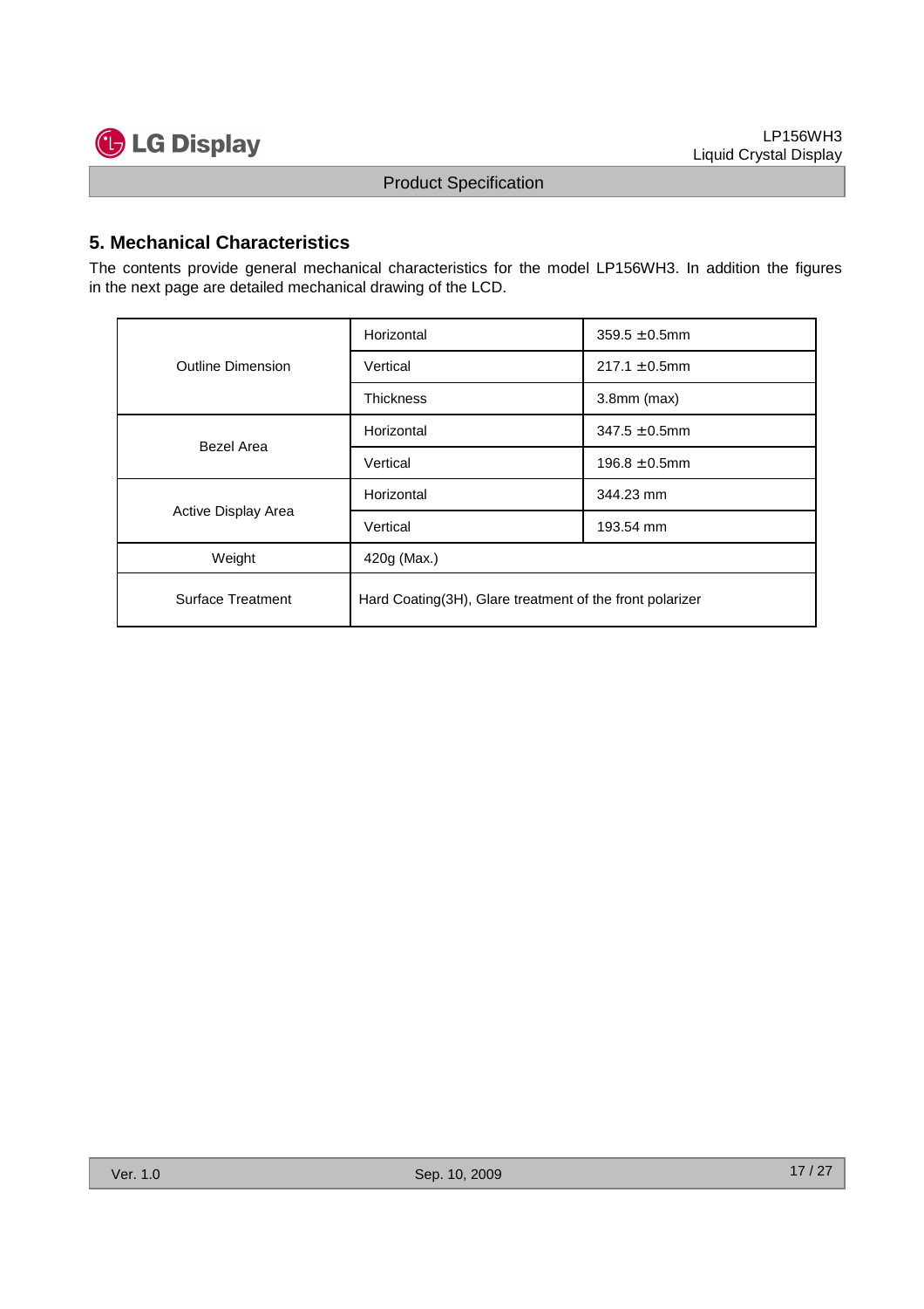## 5. Mechanical Characteristics

The contents provide general mechanical characteristics for the model LP156WH3. In addition the figures in the next page are detailed mechanical drawing of the LCD.

| | | |
|---|---|---|
| Outline Dimension | Horizontal | 359.5 ±0.5mm |
| | Vertical | 217.1 ±0.5mm |
| | Thickness | 3.8mm (max) |
| Bezel Area | Horizontal | 347.5 ±0.5mm |
| | Vertical | 196.8 ±0.5mm |
| Active Display Area | Horizontal | 344.23 mm |
| | Vertical | 193.54 mm |
| Weight | 420g (Max.) | |
| Surface Treatment | Hard Coating(3H), Glare treatment of the front polarizer | |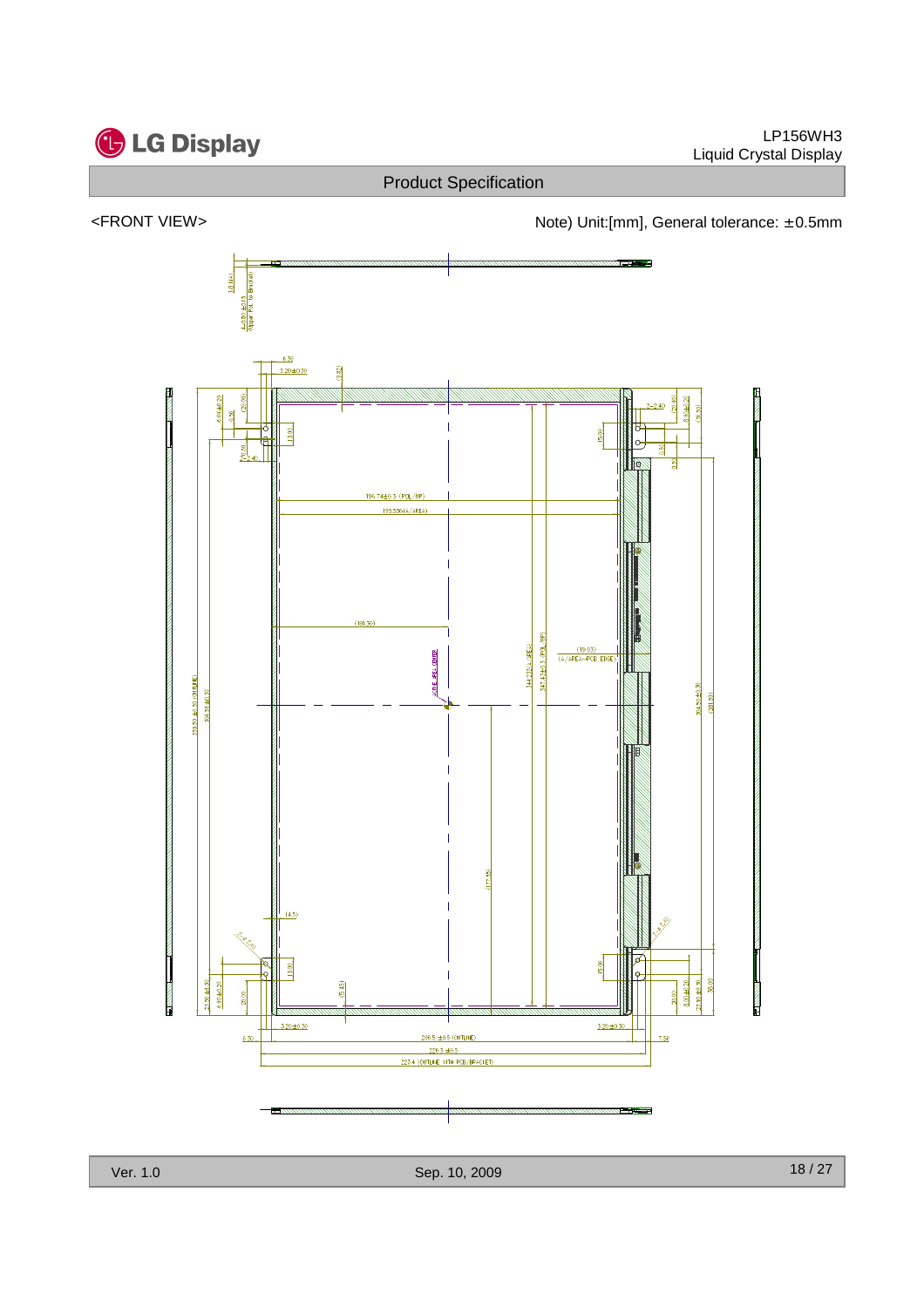<FRONT VIEW>

Note) Unit:[mm], General tolerance: ±0.5mm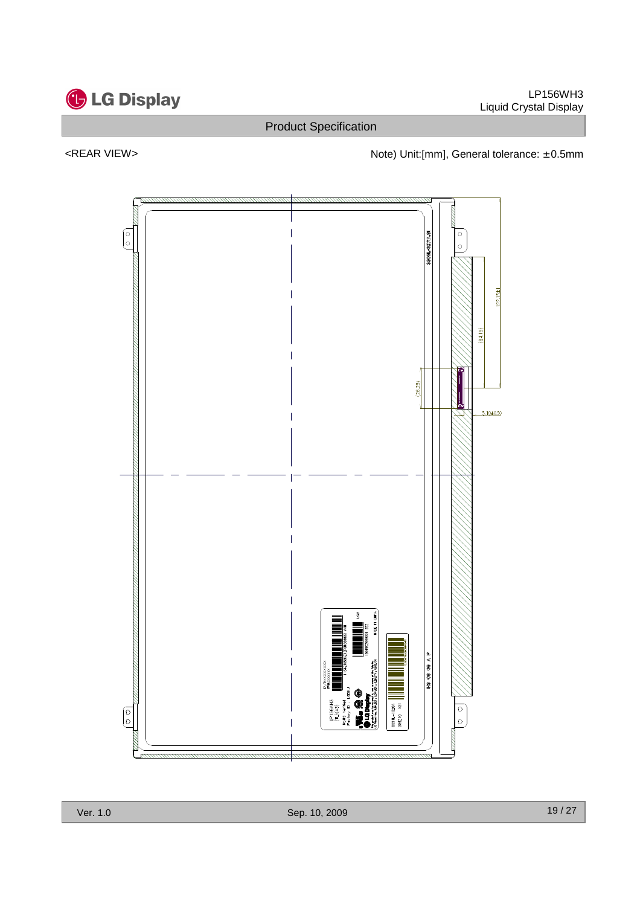<REAR VIEW>

Note) Unit:[mm], General tolerance: ±0.5mm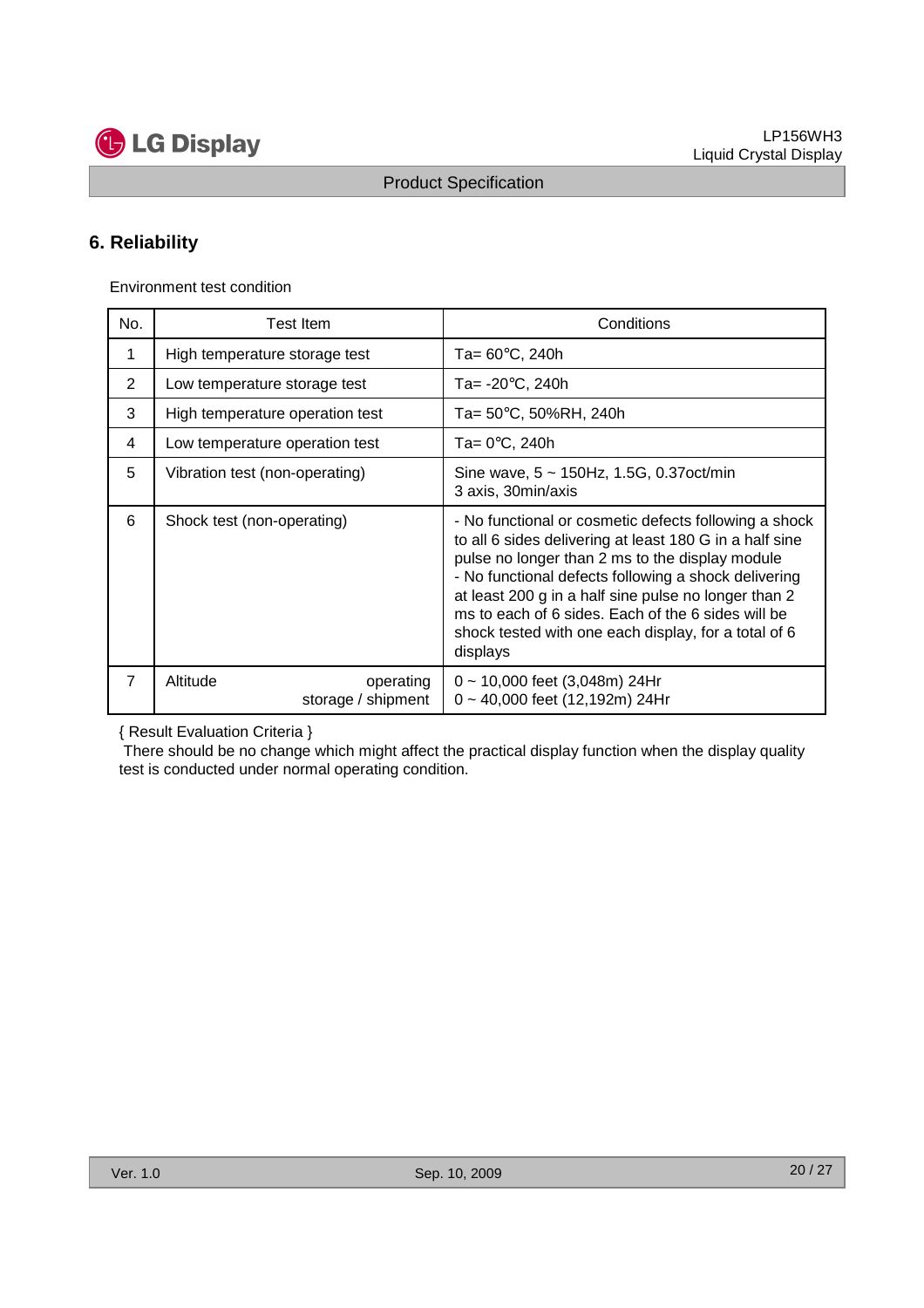## 6. Reliability

Environment test condition

| No. | Test Item | Conditions |
|---|---|---|
| 1 | High temperature storage test | Ta= 60°C, 240h |
| 2 | Low temperature storage test | Ta= -20°C, 240h |
| 3 | High temperature operation test | Ta= 50°C, 50%RH, 240h |
| 4 | Low temperature operation test | Ta= 0°C, 240h |
| 5 | Vibration test (non-operating) | Sine wave, 5 ~ 150Hz, 1.5G, 0.37oct/min<br>3 axis, 30min/axis |
| 6 | Shock test (non-operating) | - No functional or cosmetic defects following a shock to all 6 sides delivering at least 180 G in a half sine pulse no longer than 2 ms to the display module<br>- No functional defects following a shock delivering at least 200 g in a half sine pulse no longer than 2 ms to each of 6 sides. Each of the 6 sides will be shock tested with one each display, for a total of 6 displays |
| 7 | Altitude operating<br>storage / shipment | 0 ~ 10,000 feet (3,048m) 24Hr<br>0 ~ 40,000 feet (12,192m) 24Hr |

{ Result Evaluation Criteria }

There should be no change which might affect the practical display function when the display quality test is conducted under normal operating condition.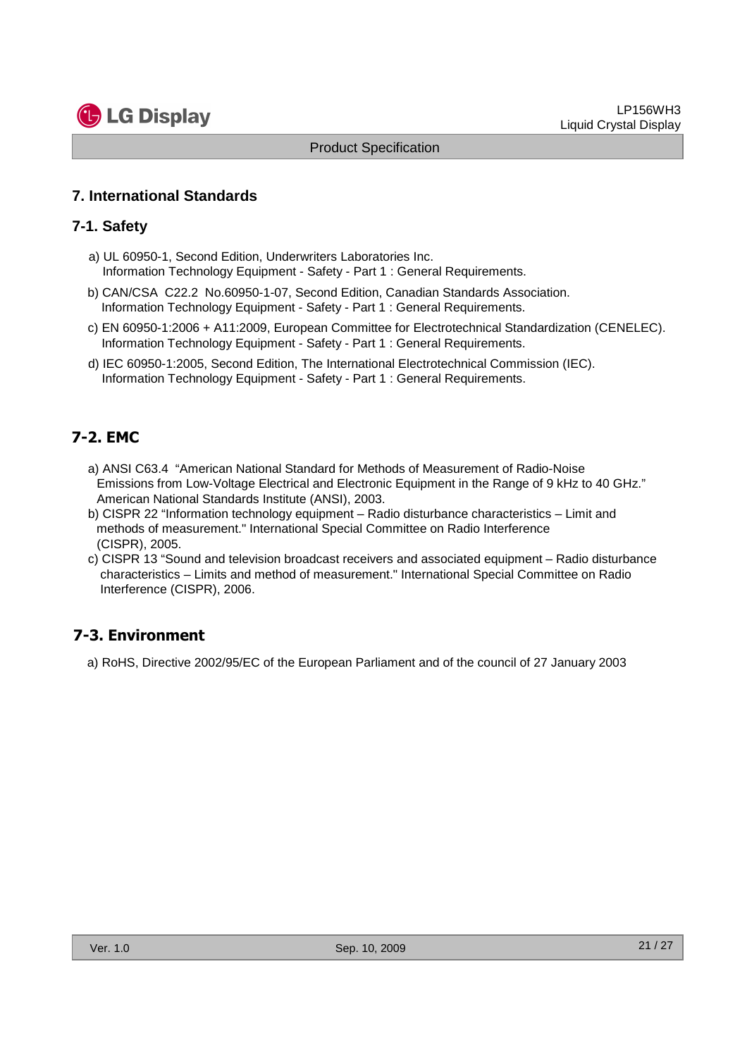## 7. International Standards

### 7-1. Safety

a) UL 60950-1, Second Edition, Underwriters Laboratories Inc.
Information Technology Equipment - Safety - Part 1 : General Requirements.

b) CAN/CSA C22.2 No.60950-1-07, Second Edition, Canadian Standards Association.
Information Technology Equipment - Safety - Part 1 : General Requirements.

c) EN 60950-1:2006 + A11:2009, European Committee for Electrotechnical Standardization (CENELEC).
Information Technology Equipment - Safety - Part 1 : General Requirements.

d) IEC 60950-1:2005, Second Edition, The International Electrotechnical Commission (IEC).
Information Technology Equipment - Safety - Part 1 : General Requirements.

### 7-2. EMC

a) ANSI C63.4 "American National Standard for Methods of Measurement of Radio-Noise Emissions from Low-Voltage Electrical and Electronic Equipment in the Range of 9 kHz to 40 GHz." American National Standards Institute (ANSI), 2003.

b) CISPR 22 "Information technology equipment – Radio disturbance characteristics – Limit and methods of measurement." International Special Committee on Radio Interference (CISPR), 2005.

c) CISPR 13 "Sound and television broadcast receivers and associated equipment – Radio disturbance characteristics – Limits and method of measurement." International Special Committee on Radio Interference (CISPR), 2006.

### 7-3. Environment

a) RoHS, Directive 2002/95/EC of the European Parliament and of the council of 27 January 2003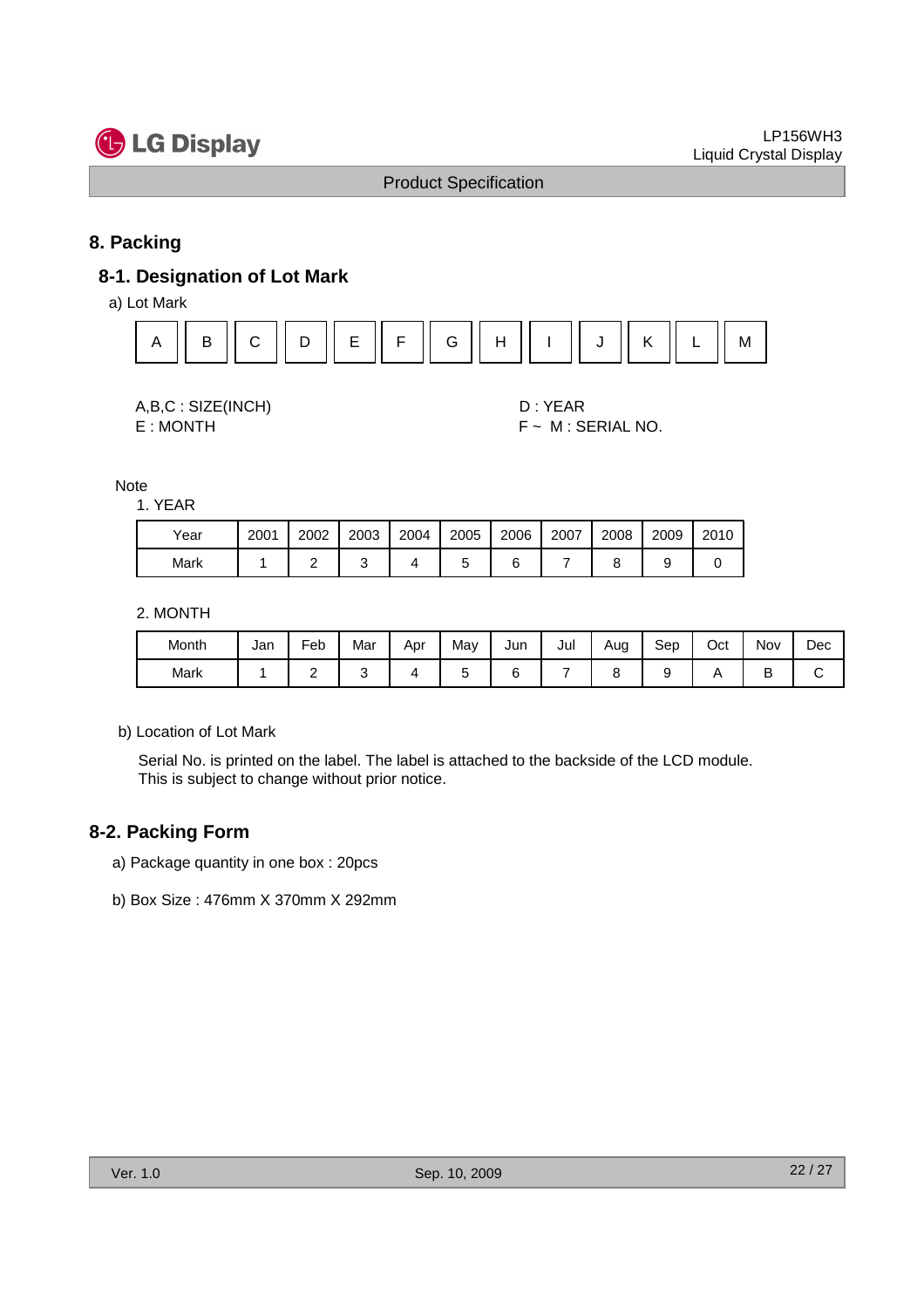## 8. Packing

### 8-1. Designation of Lot Mark

a) Lot Mark

| A | B | C | D | E | F | G | H | I | J | K | L | M |
|---|---|---|---|---|---|---|---|---|---|---|---|---|

A,B,C : SIZE(INCH)
E : MONTH

D : YEAR
F ~ M : SERIAL NO.

Note

1. YEAR

| Year | 2001 | 2002 | 2003 | 2004 | 2005 | 2006 | 2007 | 2008 | 2009 | 2010 |
|---|---|---|---|---|---|---|---|---|---|---|
| Mark | 1 | 2 | 3 | 4 | 5 | 6 | 7 | 8 | 9 | 0 |

2. MONTH

| Month | Jan | Feb | Mar | Apr | May | Jun | Jul | Aug | Sep | Oct | Nov | Dec |
|---|---|---|---|---|---|---|---|---|---|---|---|---|
| Mark | 1 | 2 | 3 | 4 | 5 | 6 | 7 | 8 | 9 | A | B | C |

b) Location of Lot Mark

Serial No. is printed on the label. The label is attached to the backside of the LCD module.
This is subject to change without prior notice.

### 8-2. Packing Form

a) Package quantity in one box : 20pcs

b) Box Size : 476mm X 370mm X 292mm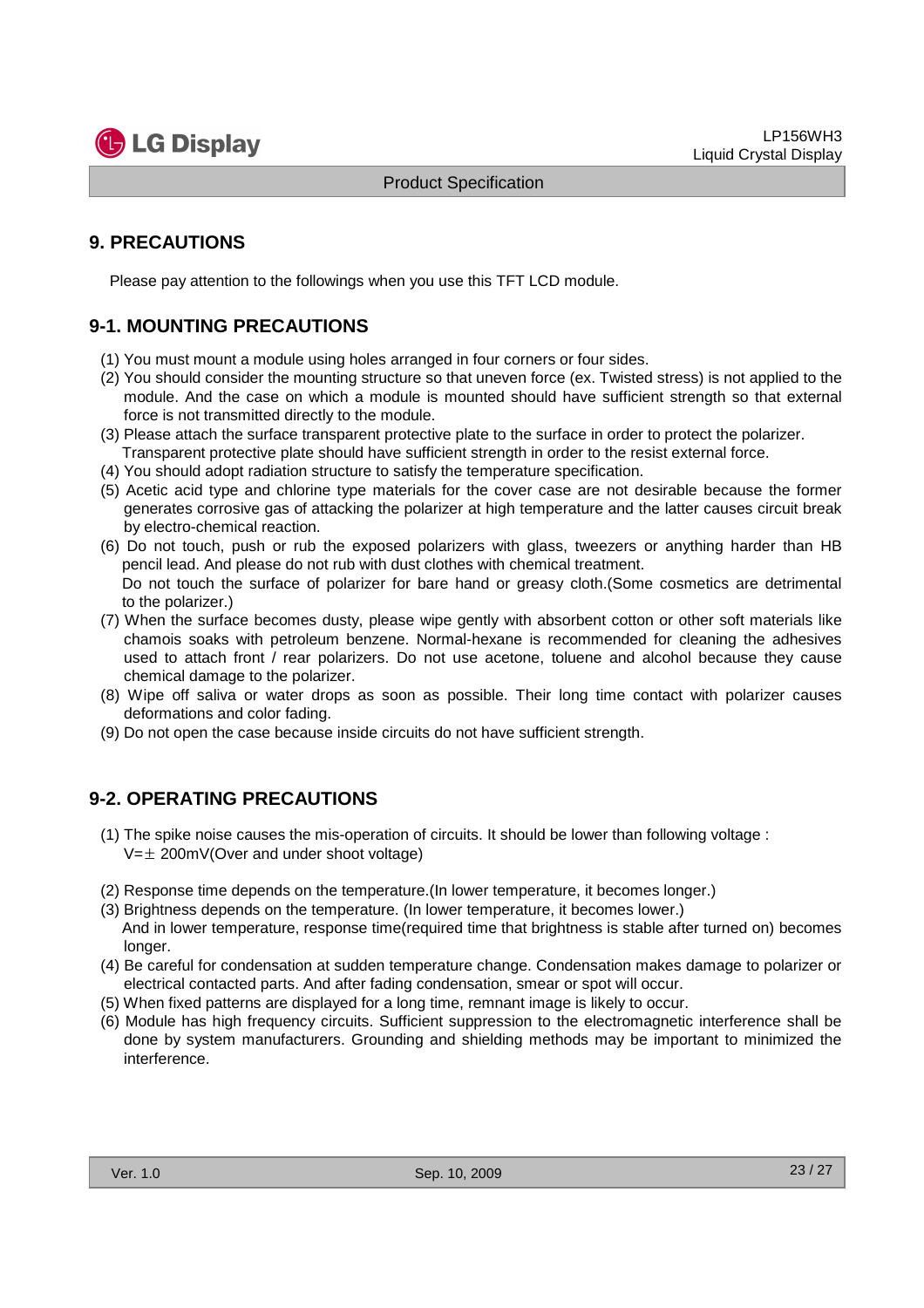## 9. PRECAUTIONS

Please pay attention to the followings when you use this TFT LCD module.

### 9-1. MOUNTING PRECAUTIONS

(1) You must mount a module using holes arranged in four corners or four sides.
(2) You should consider the mounting structure so that uneven force (ex. Twisted stress) is not applied to the module. And the case on which a module is mounted should have sufficient strength so that external force is not transmitted directly to the module.
(3) Please attach the surface transparent protective plate to the surface in order to protect the polarizer. Transparent protective plate should have sufficient strength in order to the resist external force.
(4) You should adopt radiation structure to satisfy the temperature specification.
(5) Acetic acid type and chlorine type materials for the cover case are not desirable because the former generates corrosive gas of attacking the polarizer at high temperature and the latter causes circuit break by electro-chemical reaction.
(6) Do not touch, push or rub the exposed polarizers with glass, tweezers or anything harder than HB pencil lead. And please do not rub with dust clothes with chemical treatment. Do not touch the surface of polarizer for bare hand or greasy cloth.(Some cosmetics are detrimental to the polarizer.)
(7) When the surface becomes dusty, please wipe gently with absorbent cotton or other soft materials like chamois soaks with petroleum benzene. Normal-hexane is recommended for cleaning the adhesives used to attach front / rear polarizers. Do not use acetone, toluene and alcohol because they cause chemical damage to the polarizer.
(8) Wipe off saliva or water drops as soon as possible. Their long time contact with polarizer causes deformations and color fading.
(9) Do not open the case because inside circuits do not have sufficient strength.

### 9-2. OPERATING PRECAUTIONS

(1) The spike noise causes the mis-operation of circuits. It should be lower than following voltage : V=± 200mV(Over and under shoot voltage)

(2) Response time depends on the temperature.(In lower temperature, it becomes longer.)
(3) Brightness depends on the temperature. (In lower temperature, it becomes lower.) And in lower temperature, response time(required time that brightness is stable after turned on) becomes longer.
(4) Be careful for condensation at sudden temperature change. Condensation makes damage to polarizer or electrical contacted parts. And after fading condensation, smear or spot will occur.
(5) When fixed patterns are displayed for a long time, remnant image is likely to occur.
(6) Module has high frequency circuits. Sufficient suppression to the electromagnetic interference shall be done by system manufacturers. Grounding and shielding methods may be important to minimized the interference.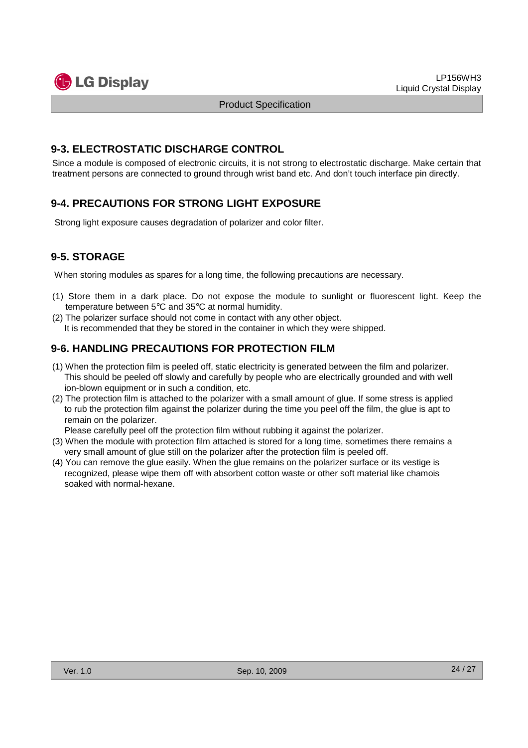## 9-3. ELECTROSTATIC DISCHARGE CONTROL

Since a module is composed of electronic circuits, it is not strong to electrostatic discharge. Make certain that treatment persons are connected to ground through wrist band etc. And don't touch interface pin directly.

## 9-4. PRECAUTIONS FOR STRONG LIGHT EXPOSURE

Strong light exposure causes degradation of polarizer and color filter.

## 9-5. STORAGE

When storing modules as spares for a long time, the following precautions are necessary.

(1) Store them in a dark place. Do not expose the module to sunlight or fluorescent light. Keep the temperature between 5℃ and 35℃ at normal humidity.

(2) The polarizer surface should not come in contact with any other object.
It is recommended that they be stored in the container in which they were shipped.

## 9-6. HANDLING PRECAUTIONS FOR PROTECTION FILM

(1) When the protection film is peeled off, static electricity is generated between the film and polarizer. This should be peeled off slowly and carefully by people who are electrically grounded and with well ion-blown equipment or in such a condition, etc.

(2) The protection film is attached to the polarizer with a small amount of glue. If some stress is applied to rub the protection film against the polarizer during the time you peel off the film, the glue is apt to remain on the polarizer.
Please carefully peel off the protection film without rubbing it against the polarizer.

(3) When the module with protection film attached is stored for a long time, sometimes there remains a very small amount of glue still on the polarizer after the protection film is peeled off.

(4) You can remove the glue easily. When the glue remains on the polarizer surface or its vestige is recognized, please wipe them off with absorbent cotton waste or other soft material like chamois soaked with normal-hexane.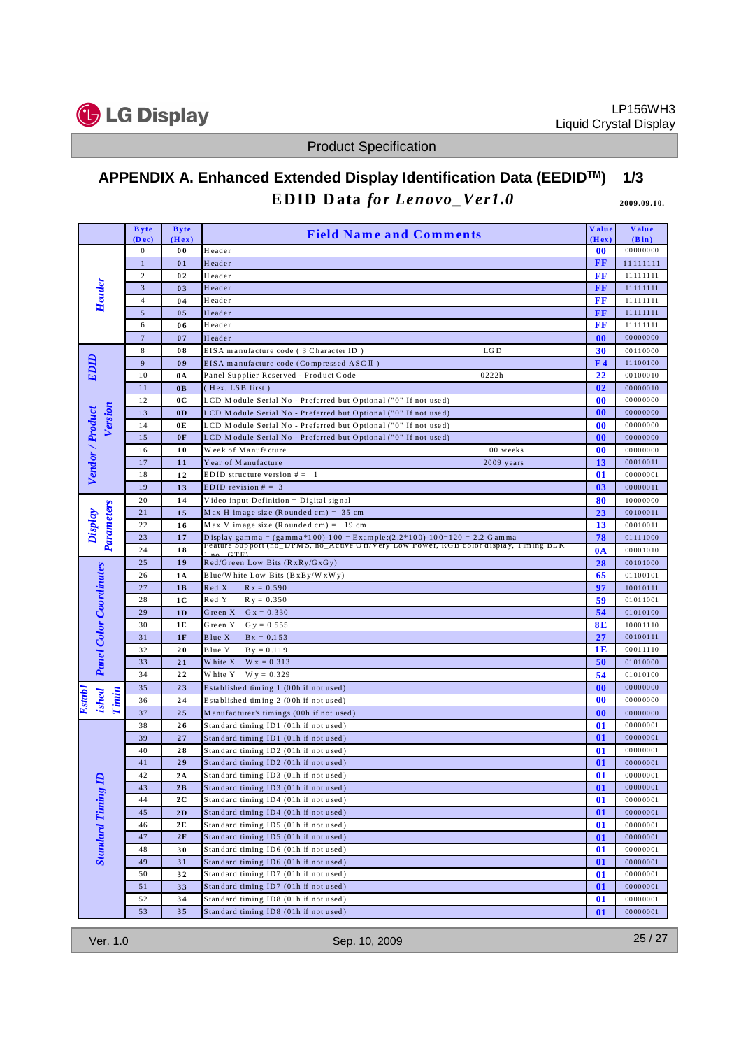## APPENDIX A. Enhanced Extended Display Identification Data (EEDID™) 1/3

### EDID Data *for Lenovo_Ver1.0*

2009.09.10.

| | Byte (Dec) | Byte (Hex) | Field Name and Comments | | Value (Hex) | Value (Bin) |
|---|---|---|---|---|---|---|
| Header | 0 | 00 | Header | | 00 | 00000000 |
| | 1 | 01 | Header | | FF | 11111111 |
| | 2 | 02 | Header | | FF | 11111111 |
| | 3 | 03 | Header | | FF | 11111111 |
| | 4 | 04 | Header | | FF | 11111111 |
| | 5 | 05 | Header | | FF | 11111111 |
| | 6 | 06 | Header | | FF | 11111111 |
| | 7 | 07 | Header | | 00 | 00000000 |
| EDID Vendor / Product Version | 8 | 08 | EISA manufacture code ( 3 Character ID ) | LGD | 30 | 00110000 |
| | 9 | 09 | EISA manufacture code (Compressed ASCⅡ) | | E4 | 11100100 |
| | 10 | 0A | Panel Supplier Reserved - Product Code | 0222h | 22 | 00100010 |
| | 11 | 0B | ( Hex. LSB first ) | | 02 | 00000010 |
| | 12 | 0C | LCD Module Serial No - Preferred but Optional ("0" If not used) | | 00 | 00000000 |
| | 13 | 0D | LCD Module Serial No - Preferred but Optional ("0" If not used) | | 00 | 00000000 |
| | 14 | 0E | LCD Module Serial No - Preferred but Optional ("0" If not used) | | 00 | 00000000 |
| | 15 | 0F | LCD Module Serial No - Preferred but Optional ("0" If not used) | | 00 | 00000000 |
| | 16 | 10 | Week of Manufacture | 00 weeks | 00 | 00000000 |
| | 17 | 11 | Year of Manufacture | 2009 years | 13 | 00010011 |
| | 18 | 12 | EDID structure version # = 1 | | 01 | 00000001 |
| | 19 | 13 | EDID revision # = 3 | | 03 | 00000011 |
| Display Parameters | 20 | 14 | Video input Definition = Digital signal | | 80 | 10000000 |
| | 21 | 15 | Max H image size (Rounded cm) = 35 cm | | 23 | 00100011 |
| | 22 | 16 | Max V image size (Rounded cm) = 19 cm | | 13 | 00010011 |
| | 23 | 17 | Display gamma = (gamma*100)-100 = Example:(2.2*100)-100=120 = 2.2 Gamma | | 78 | 01111000 |
| | 24 | 18 | Feature Support (no_DPMS, no_Active Off/Very Low Power, RGB color display, Timing BLK 1,no_GTF) | | 0A | 00001010 |
| Panel Color Coordinates | 25 | 19 | Red/Green Low Bits (RxRy/GxGy) | | 28 | 00101000 |
| | 26 | 1A | Blue/White Low Bits (BxBy/WxWy) | | 65 | 01100101 |
| | 27 | 1B | Red X Rx = 0.590 | | 97 | 10010111 |
| | 28 | 1C | Red Y Ry = 0.350 | | 59 | 01011001 |
| | 29 | 1D | Green X Gx = 0.330 | | 54 | 01010100 |
| | 30 | 1E | Green Y Gy = 0.555 | | 8E | 10001110 |
| | 31 | 1F | Blue X Bx = 0.153 | | 27 | 00100111 |
| | 32 | 20 | Blue Y By = 0.119 | | 1E | 00011110 |
| | 33 | 21 | White X Wx = 0.313 | | 50 | 01010000 |
| | 34 | 22 | White Y Wy = 0.329 | | 54 | 01010100 |
| Established Timing | 35 | 23 | Established timing 1 (00h if not used) | | 00 | 00000000 |
| | 36 | 24 | Established timing 2 (00h if not used) | | 00 | 00000000 |
| | 37 | 25 | Manufacturer's timings (00h if not used) | | 00 | 00000000 |
| Standard Timing ID | 38 | 26 | Standard timing ID1 (01h if not used) | | 01 | 00000001 |
| | 39 | 27 | Standard timing ID1 (01h if not used) | | 01 | 00000001 |
| | 40 | 28 | Standard timing ID2 (01h if not used) | | 01 | 00000001 |
| | 41 | 29 | Standard timing ID2 (01h if not used) | | 01 | 00000001 |
| | 42 | 2A | Standard timing ID3 (01h if not used) | | 01 | 00000001 |
| | 43 | 2B | Standard timing ID3 (01h if not used) | | 01 | 00000001 |
| | 44 | 2C | Standard timing ID4 (01h if not used) | | 01 | 00000001 |
| | 45 | 2D | Standard timing ID4 (01h if not used) | | 01 | 00000001 |
| | 46 | 2E | Standard timing ID5 (01h if not used) | | 01 | 00000001 |
| | 47 | 2F | Standard timing ID5 (01h if not used) | | 01 | 00000001 |
| | 48 | 30 | Standard timing ID6 (01h if not used) | | 01 | 00000001 |
| | 49 | 31 | Standard timing ID6 (01h if not used) | | 01 | 00000001 |
| | 50 | 32 | Standard timing ID7 (01h if not used) | | 01 | 00000001 |
| | 51 | 33 | Standard timing ID7 (01h if not used) | | 01 | 00000001 |
| | 52 | 34 | Standard timing ID8 (01h if not used) | | 01 | 00000001 |
| | 53 | 35 | Standard timing ID8 (01h if not used) | | 01 | 00000001 |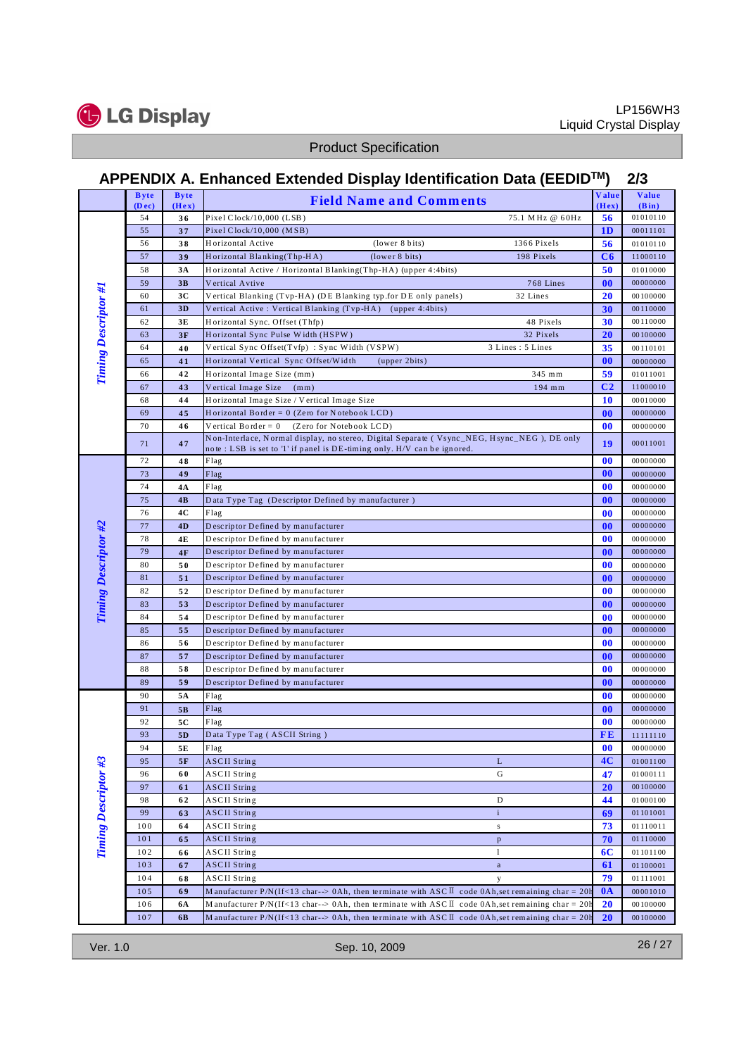## APPENDIX A. Enhanced Extended Display Identification Data (EEDID™) 2/3

| | Byte (Dec) | Byte (Hex) | Field Name and Comments | | Value (Hex) | Value (Bin) |
|---|---|---|---|---|---|---|
| Timing Descriptor #1 | 54 | 36 | Pixel Clock/10,000 (LSB) | 75.1 MHz @ 60Hz | 56 | 01010110 |
| | 55 | 37 | Pixel Clock/10,000 (MSB) | | 1D | 00011101 |
| | 56 | 38 | Horizontal Active (lower 8 bits) | 1366 Pixels | 56 | 01010110 |
| | 57 | 39 | Horizontal Blanking(Thp-HA) (lower 8 bits) | 198 Pixels | C6 | 11000110 |
| | 58 | 3A | Horizontal Active / Horizontal Blanking(Thp-HA) (upper 4:4bits) | | 50 | 01010000 |
| | 59 | 3B | Vertical Avtive | 768 Lines | 00 | 00000000 |
| | 60 | 3C | Vertical Blanking (Tvp-HA) (DE Blanking typ.for DE only panels) | 32 Lines | 20 | 00100000 |
| | 61 | 3D | Vertical Active : Vertical Blanking (Tvp-HA) (upper 4:4bits) | | 30 | 00110000 |
| | 62 | 3E | Horizontal Sync. Offset (Thfp) | 48 Pixels | 30 | 00110000 |
| | 63 | 3F | Horizontal Sync Pulse Width (HSPW) | 32 Pixels | 20 | 00100000 |
| | 64 | 40 | Vertical Sync Offset(Tvfp) : Sync Width (VSPW) | 3 Lines : 5 Lines | 35 | 00110101 |
| | 65 | 41 | Horizontal Vertical Sync Offset/Width (upper 2bits) | | 00 | 00000000 |
| | 66 | 42 | Horizontal Image Size (mm) | 345 mm | 59 | 01011001 |
| | 67 | 43 | Vertical Image Size (mm) | 194 mm | C2 | 11000010 |
| | 68 | 44 | Horizontal Image Size / Vertical Image Size | | 10 | 00010000 |
| | 69 | 45 | Horizontal Border = 0 (Zero for Notebook LCD) | | 00 | 00000000 |
| | 70 | 46 | Vertical Border = 0 (Zero for Notebook LCD) | | 00 | 00000000 |
| | 71 | 47 | Non-Interlace, Normal display, no stereo, Digital Separate ( Vsync_NEG, Hsync_NEG ), DE only note : LSB is set to '1' if panel is DE-timing only. H/V can be ignored. | | 19 | 00011001 |
| Timing Descriptor #2 | 72 | 48 | Flag | | 00 | 00000000 |
| | 73 | 49 | Flag | | 00 | 00000000 |
| | 74 | 4A | Flag | | 00 | 00000000 |
| | 75 | 4B | Data Type Tag (Descriptor Defined by manufacturer ) | | 00 | 00000000 |
| | 76 | 4C | Flag | | 00 | 00000000 |
| | 77 | 4D | Descriptor Defined by manufacturer | | 00 | 00000000 |
| | 78 | 4E | Descriptor Defined by manufacturer | | 00 | 00000000 |
| | 79 | 4F | Descriptor Defined by manufacturer | | 00 | 00000000 |
| | 80 | 50 | Descriptor Defined by manufacturer | | 00 | 00000000 |
| | 81 | 51 | Descriptor Defined by manufacturer | | 00 | 00000000 |
| | 82 | 52 | Descriptor Defined by manufacturer | | 00 | 00000000 |
| | 83 | 53 | Descriptor Defined by manufacturer | | 00 | 00000000 |
| | 84 | 54 | Descriptor Defined by manufacturer | | 00 | 00000000 |
| | 85 | 55 | Descriptor Defined by manufacturer | | 00 | 00000000 |
| | 86 | 56 | Descriptor Defined by manufacturer | | 00 | 00000000 |
| | 87 | 57 | Descriptor Defined by manufacturer | | 00 | 00000000 |
| | 88 | 58 | Descriptor Defined by manufacturer | | 00 | 00000000 |
| | 89 | 59 | Descriptor Defined by manufacturer | | 00 | 00000000 |
| Timing Descriptor #3 | 90 | 5A | Flag | | 00 | 00000000 |
| | 91 | 5B | Flag | | 00 | 00000000 |
| | 92 | 5C | Flag | | 00 | 00000000 |
| | 93 | 5D | Data Type Tag ( ASCII String ) | | FE | 11111110 |
| | 94 | 5E | Flag | | 00 | 00000000 |
| | 95 | 5F | ASCII String | L | 4C | 01001100 |
| | 96 | 60 | ASCII String | G | 47 | 01000111 |
| | 97 | 61 | ASCII String | | 20 | 00100000 |
| | 98 | 62 | ASCII String | D | 44 | 01000100 |
| | 99 | 63 | ASCII String | i | 69 | 01101001 |
| | 100 | 64 | ASCII String | s | 73 | 01110011 |
| | 101 | 65 | ASCII String | p | 70 | 01110000 |
| | 102 | 66 | ASCII String | l | 6C | 01101100 |
| | 103 | 67 | ASCII String | a | 61 | 01100001 |
| | 104 | 68 | ASCII String | y | 79 | 01111001 |
| | 105 | 69 | Manufacturer P/N(If<13 char--> 0Ah, then terminate with ASCII code 0Ah,set remaining char = 20h | | 0A | 00001010 |
| | 106 | 6A | Manufacturer P/N(If<13 char--> 0Ah, then terminate with ASCII code 0Ah,set remaining char = 20h | | 20 | 00100000 |
| | 107 | 6B | Manufacturer P/N(If<13 char--> 0Ah, then terminate with ASCII code 0Ah,set remaining char = 20h | | 20 | 00100000 |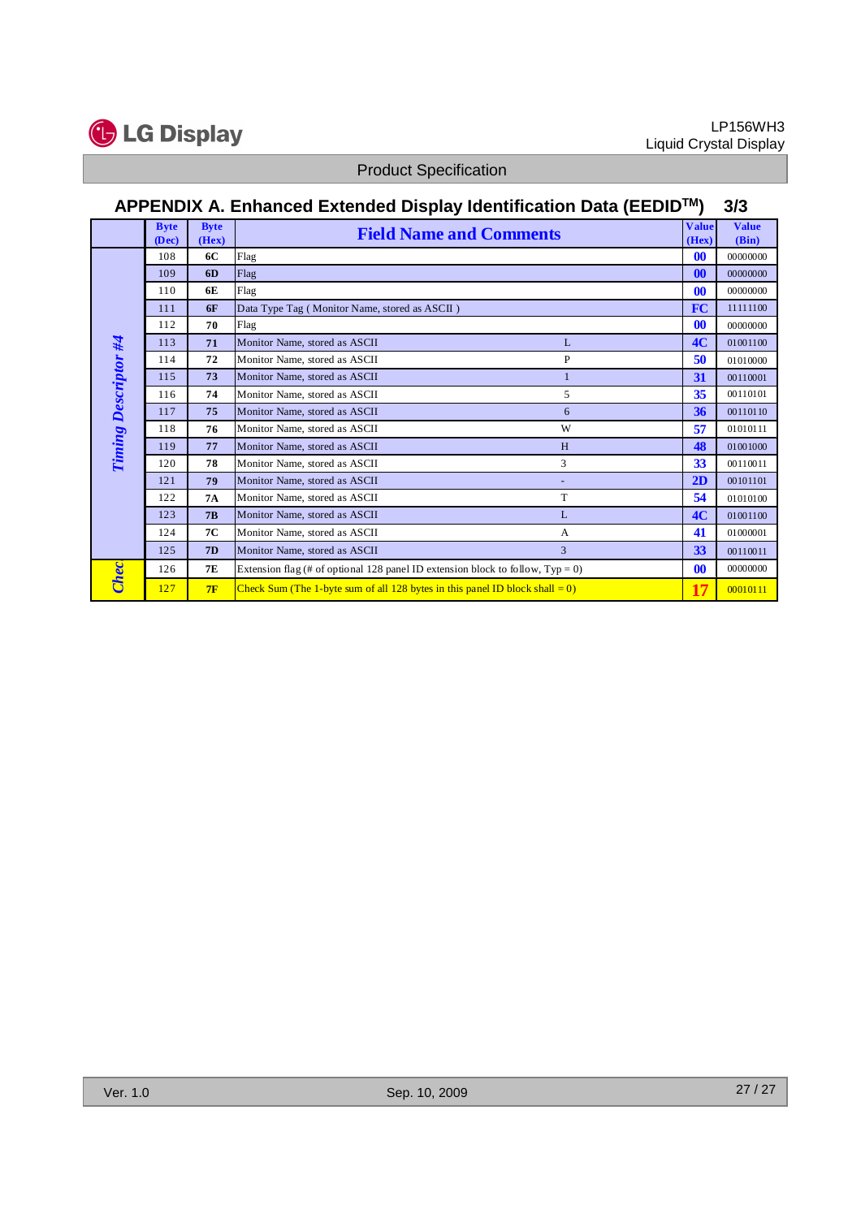## APPENDIX A. Enhanced Extended Display Identification Data (EEDID™) 3/3

| | Byte (Dec) | Byte (Hex) | Field Name and Comments | | Value (Hex) | Value (Bin) |
|---|---|---|---|---|---|---|
| Timing Descriptor #4 | 108 | 6C | Flag | | 00 | 00000000 |
| | 109 | 6D | Flag | | 00 | 00000000 |
| | 110 | 6E | Flag | | 00 | 00000000 |
| | 111 | 6F | Data Type Tag ( Monitor Name, stored as ASCII ) | | FC | 11111100 |
| | 112 | 70 | Flag | | 00 | 00000000 |
| | 113 | 71 | Monitor Name, stored as ASCII | L | 4C | 01001100 |
| | 114 | 72 | Monitor Name, stored as ASCII | P | 50 | 01010000 |
| | 115 | 73 | Monitor Name, stored as ASCII | 1 | 31 | 00110001 |
| | 116 | 74 | Monitor Name, stored as ASCII | 5 | 35 | 00110101 |
| | 117 | 75 | Monitor Name, stored as ASCII | 6 | 36 | 00110110 |
| | 118 | 76 | Monitor Name, stored as ASCII | W | 57 | 01010111 |
| | 119 | 77 | Monitor Name, stored as ASCII | H | 48 | 01001000 |
| | 120 | 78 | Monitor Name, stored as ASCII | 3 | 33 | 00110011 |
| | 121 | 79 | Monitor Name, stored as ASCII | - | 2D | 00101101 |
| | 122 | 7A | Monitor Name, stored as ASCII | T | 54 | 01010100 |
| | 123 | 7B | Monitor Name, stored as ASCII | L | 4C | 01001100 |
| | 124 | 7C | Monitor Name, stored as ASCII | A | 41 | 01000001 |
| | 125 | 7D | Monitor Name, stored as ASCII | 3 | 33 | 00110011 |
| Chec | 126 | 7E | Extension flag (# of optional 128 panel ID extension block to follow, Typ = 0) | | 00 | 00000000 |
| | 127 | 7F | Check Sum (The 1-byte sum of all 128 bytes in this panel ID block shall = 0) | | 17 | 00010111 |